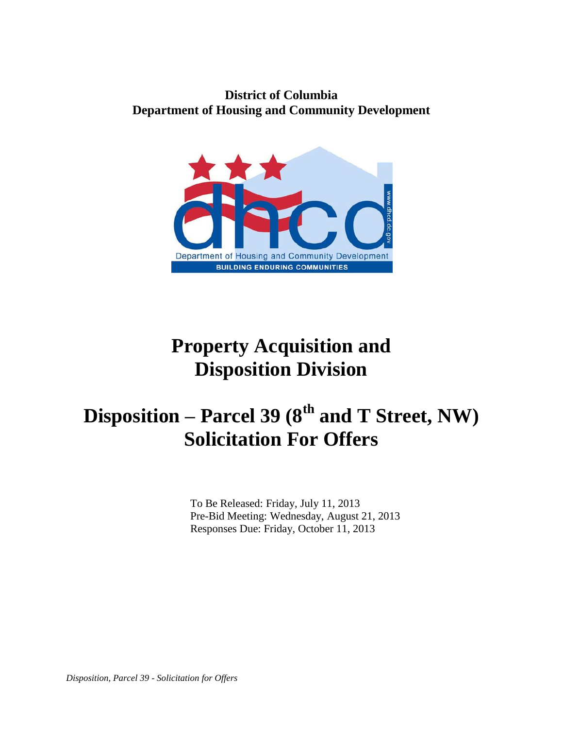**District of Columbia**
**Department of Housing and Community Development**

# Property Acquisition and Disposition Division

# Disposition – Parcel 39 (8th and T Street, NW) Solicitation For Offers

To Be Released: Friday, July 11, 2013
Pre-Bid Meeting: Wednesday, August 21, 2013
Responses Due: Friday, October 11, 2013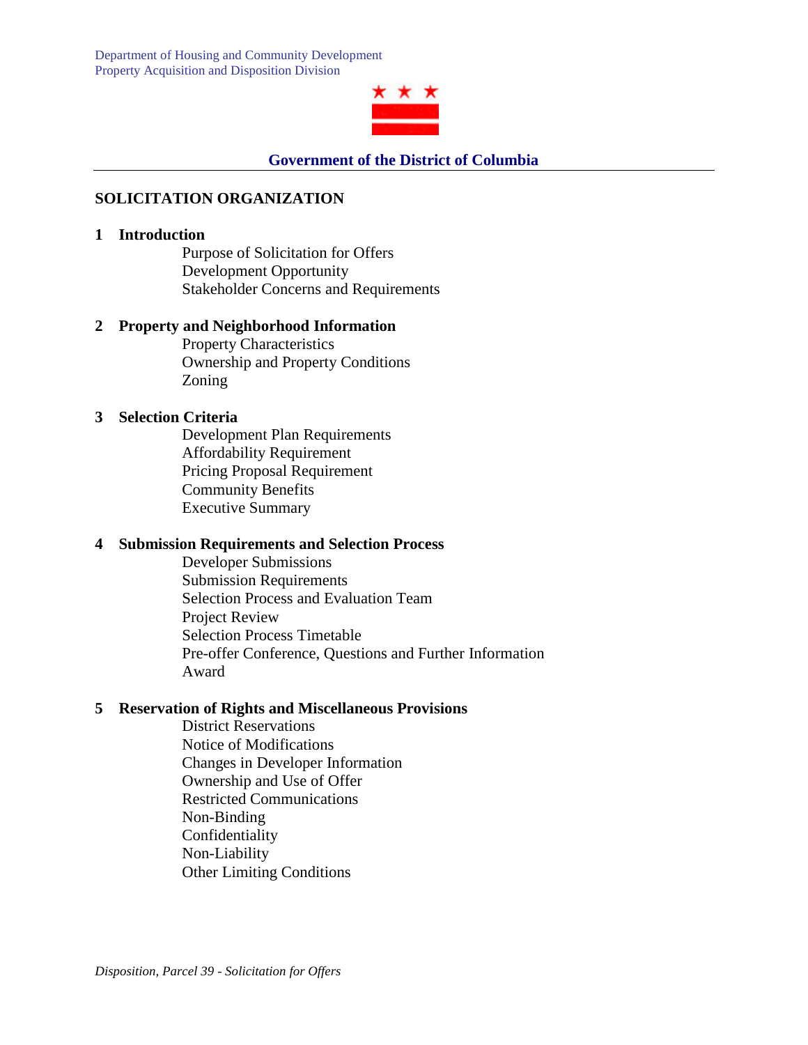## SOLICITATION ORGANIZATION

### 1 Introduction

- Purpose of Solicitation for Offers
- Development Opportunity
- Stakeholder Concerns and Requirements

### 2 Property and Neighborhood Information

- Property Characteristics
- Ownership and Property Conditions
- Zoning

### 3 Selection Criteria

- Development Plan Requirements
- Affordability Requirement
- Pricing Proposal Requirement
- Community Benefits
- Executive Summary

### 4 Submission Requirements and Selection Process

- Developer Submissions
- Submission Requirements
- Selection Process and Evaluation Team
- Project Review
- Selection Process Timetable
- Pre-offer Conference, Questions and Further Information
- Award

### 5 Reservation of Rights and Miscellaneous Provisions

- District Reservations
- Notice of Modifications
- Changes in Developer Information
- Ownership and Use of Offer
- Restricted Communications
- Non-Binding
- Confidentiality
- Non-Liability
- Other Limiting Conditions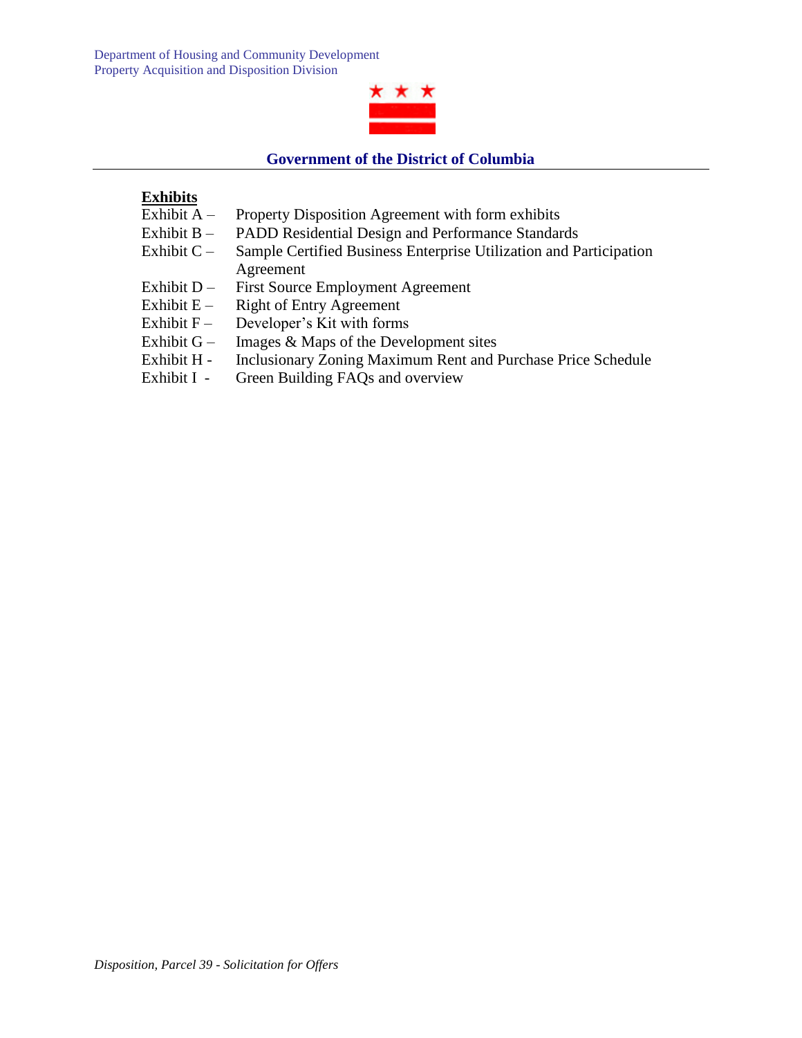## Exhibits

Exhibit A – Property Disposition Agreement with form exhibits
Exhibit B – PADD Residential Design and Performance Standards
Exhibit C – Sample Certified Business Enterprise Utilization and Participation Agreement
Exhibit D – First Source Employment Agreement
Exhibit E – Right of Entry Agreement
Exhibit F – Developer's Kit with forms
Exhibit G – Images & Maps of the Development sites
Exhibit H - Inclusionary Zoning Maximum Rent and Purchase Price Schedule
Exhibit I - Green Building FAQs and overview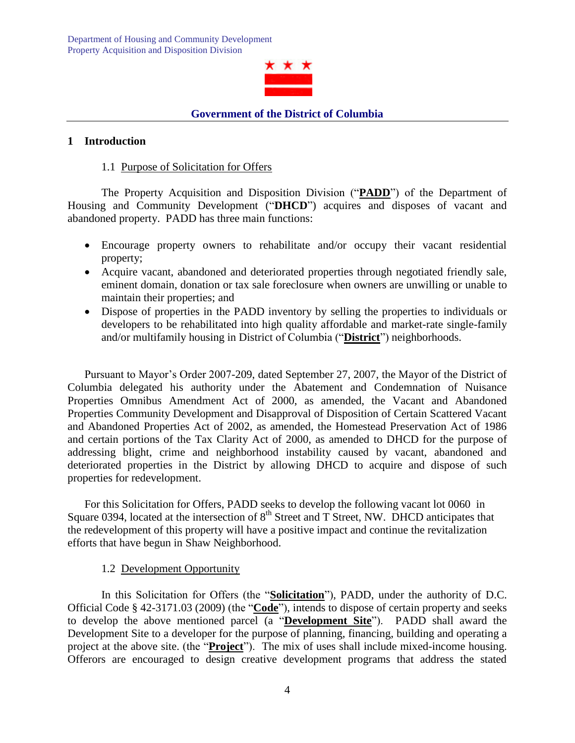Department of Housing and Community Development
Property Acquisition and Disposition Division

**Government of the District of Columbia**

## 1 Introduction

### 1.1 Purpose of Solicitation for Offers

The Property Acquisition and Disposition Division ("**PADD**") of the Department of Housing and Community Development ("**DHCD**") acquires and disposes of vacant and abandoned property. PADD has three main functions:

- Encourage property owners to rehabilitate and/or occupy their vacant residential property;
- Acquire vacant, abandoned and deteriorated properties through negotiated friendly sale, eminent domain, donation or tax sale foreclosure when owners are unwilling or unable to maintain their properties; and
- Dispose of properties in the PADD inventory by selling the properties to individuals or developers to be rehabilitated into high quality affordable and market-rate single-family and/or multifamily housing in District of Columbia ("**District**") neighborhoods.

Pursuant to Mayor's Order 2007-209, dated September 27, 2007, the Mayor of the District of Columbia delegated his authority under the Abatement and Condemnation of Nuisance Properties Omnibus Amendment Act of 2000, as amended, the Vacant and Abandoned Properties Community Development and Disapproval of Disposition of Certain Scattered Vacant and Abandoned Properties Act of 2002, as amended, the Homestead Preservation Act of 1986 and certain portions of the Tax Clarity Act of 2000, as amended to DHCD for the purpose of addressing blight, crime and neighborhood instability caused by vacant, abandoned and deteriorated properties in the District by allowing DHCD to acquire and dispose of such properties for redevelopment.

For this Solicitation for Offers, PADD seeks to develop the following vacant lot 0060 in Square 0394, located at the intersection of 8th Street and T Street, NW. DHCD anticipates that the redevelopment of this property will have a positive impact and continue the revitalization efforts that have begun in Shaw Neighborhood.

### 1.2 Development Opportunity

In this Solicitation for Offers (the "**Solicitation**"), PADD, under the authority of D.C. Official Code § 42-3171.03 (2009) (the "**Code**"), intends to dispose of certain property and seeks to develop the above mentioned parcel (a "**Development Site**"). PADD shall award the Development Site to a developer for the purpose of planning, financing, building and operating a project at the above site. (the "**Project**"). The mix of uses shall include mixed-income housing. Offerors are encouraged to design creative development programs that address the stated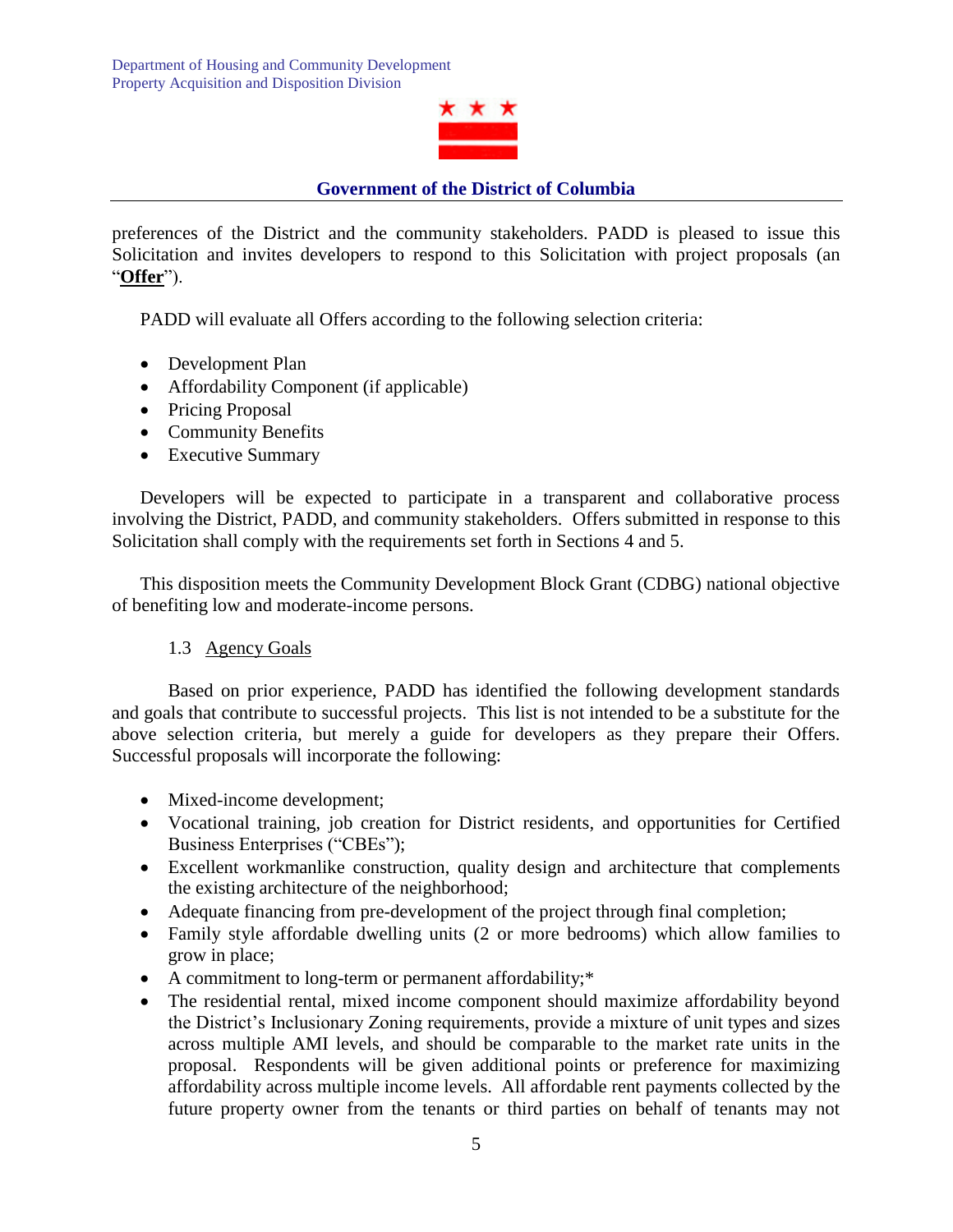preferences of the District and the community stakeholders. PADD is pleased to issue this Solicitation and invites developers to respond to this Solicitation with project proposals (an "**Offer**").

PADD will evaluate all Offers according to the following selection criteria:

- Development Plan
- Affordability Component (if applicable)
- Pricing Proposal
- Community Benefits
- Executive Summary

Developers will be expected to participate in a transparent and collaborative process involving the District, PADD, and community stakeholders. Offers submitted in response to this Solicitation shall comply with the requirements set forth in Sections 4 and 5.

This disposition meets the Community Development Block Grant (CDBG) national objective of benefiting low and moderate-income persons.

### 1.3 Agency Goals

Based on prior experience, PADD has identified the following development standards and goals that contribute to successful projects. This list is not intended to be a substitute for the above selection criteria, but merely a guide for developers as they prepare their Offers. Successful proposals will incorporate the following:

- Mixed-income development;
- Vocational training, job creation for District residents, and opportunities for Certified Business Enterprises ("CBEs");
- Excellent workmanlike construction, quality design and architecture that complements the existing architecture of the neighborhood;
- Adequate financing from pre-development of the project through final completion;
- Family style affordable dwelling units (2 or more bedrooms) which allow families to grow in place;
- A commitment to long-term or permanent affordability;*
- The residential rental, mixed income component should maximize affordability beyond the District's Inclusionary Zoning requirements, provide a mixture of unit types and sizes across multiple AMI levels, and should be comparable to the market rate units in the proposal. Respondents will be given additional points or preference for maximizing affordability across multiple income levels. All affordable rent payments collected by the future property owner from the tenants or third parties on behalf of tenants may not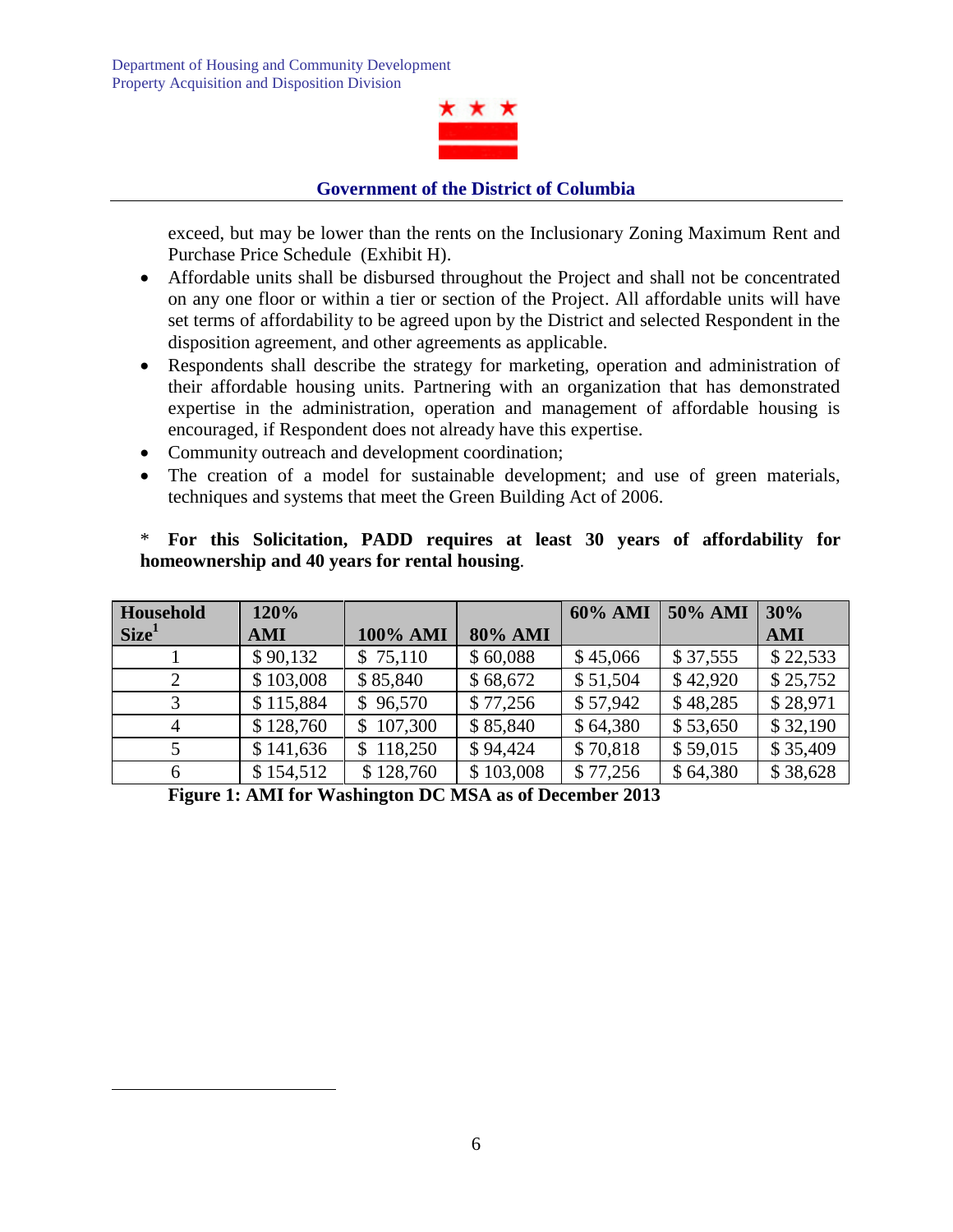exceed, but may be lower than the rents on the Inclusionary Zoning Maximum Rent and Purchase Price Schedule (Exhibit H).

- Affordable units shall be disbursed throughout the Project and shall not be concentrated on any one floor or within a tier or section of the Project. All affordable units will have set terms of affordability to be agreed upon by the District and selected Respondent in the disposition agreement, and other agreements as applicable.
- Respondents shall describe the strategy for marketing, operation and administration of their affordable housing units. Partnering with an organization that has demonstrated expertise in the administration, operation and management of affordable housing is encouraged, if Respondent does not already have this expertise.
- Community outreach and development coordination;
- The creation of a model for sustainable development; and use of green materials, techniques and systems that meet the Green Building Act of 2006.

\* **For this Solicitation, PADD requires at least 30 years of affordability for homeownership and 40 years for rental housing**.

| Household Size[1] | 120% AMI | 100% AMI | 80% AMI | 60% AMI | 50% AMI | 30% AMI |
|---|---|---|---|---|---|---|
| 1 | $ 90,132 | $ 75,110 | $ 60,088 | $ 45,066 | $ 37,555 | $ 22,533 |
| 2 | $ 103,008 | $ 85,840 | $ 68,672 | $ 51,504 | $ 42,920 | $ 25,752 |
| 3 | $ 115,884 | $ 96,570 | $ 77,256 | $ 57,942 | $ 48,285 | $ 28,971 |
| 4 | $ 128,760 | $ 107,300 | $ 85,840 | $ 64,380 | $ 53,650 | $ 32,190 |
| 5 | $ 141,636 | $ 118,250 | $ 94,424 | $ 70,818 | $ 59,015 | $ 35,409 |
| 6 | $ 154,512 | $ 128,760 | $ 103,008 | $ 77,256 | $ 64,380 | $ 38,628 |

**Figure 1: AMI for Washington DC MSA as of December 2013**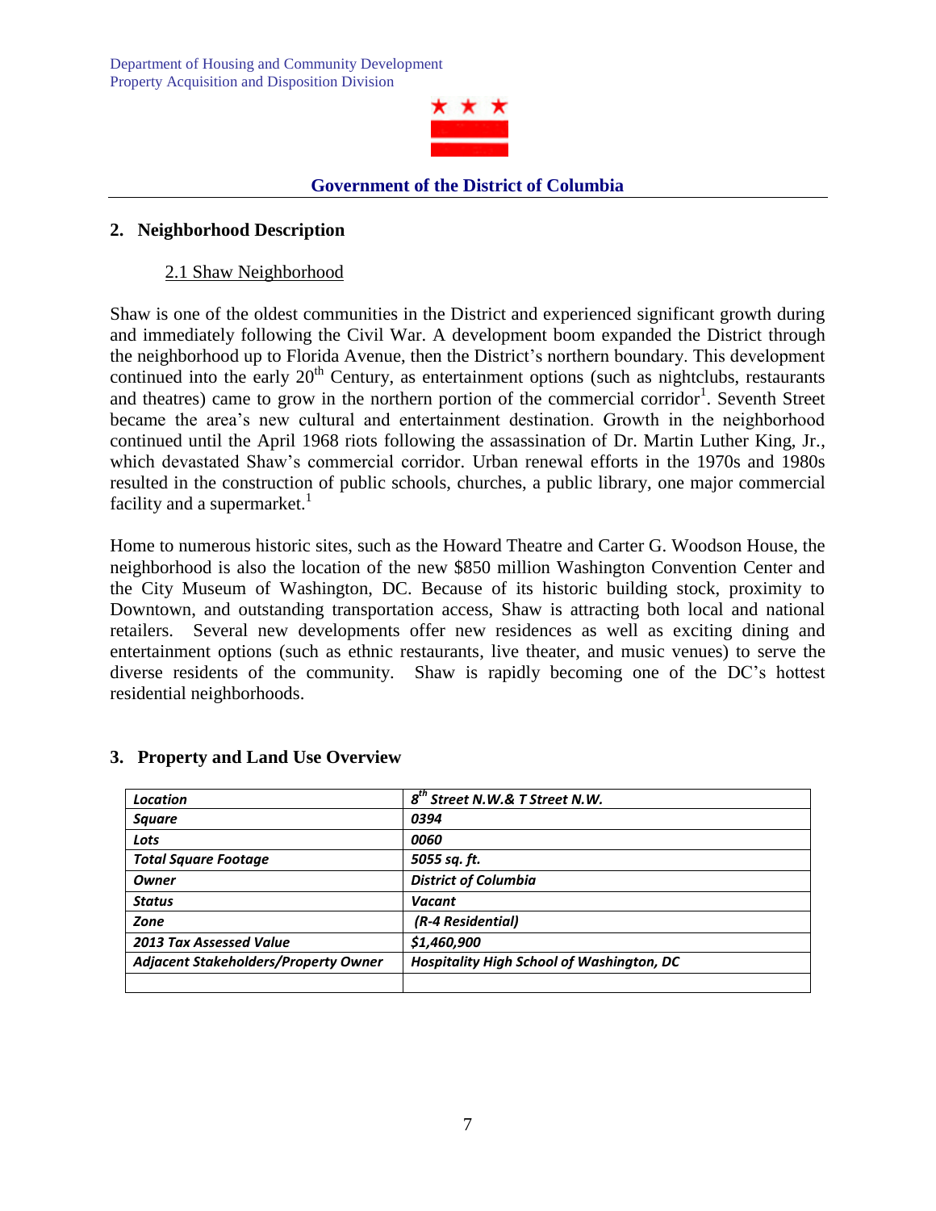## 2. Neighborhood Description

### 2.1 Shaw Neighborhood

Shaw is one of the oldest communities in the District and experienced significant growth during and immediately following the Civil War. A development boom expanded the District through the neighborhood up to Florida Avenue, then the District's northern boundary. This development continued into the early 20th Century, as entertainment options (such as nightclubs, restaurants and theatres) came to grow in the northern portion of the commercial corridor[1]. Seventh Street became the area's new cultural and entertainment destination. Growth in the neighborhood continued until the April 1968 riots following the assassination of Dr. Martin Luther King, Jr., which devastated Shaw's commercial corridor. Urban renewal efforts in the 1970s and 1980s resulted in the construction of public schools, churches, a public library, one major commercial facility and a supermarket.[1]

Home to numerous historic sites, such as the Howard Theatre and Carter G. Woodson House, the neighborhood is also the location of the new $850 million Washington Convention Center and the City Museum of Washington, DC. Because of its historic building stock, proximity to Downtown, and outstanding transportation access, Shaw is attracting both local and national retailers. Several new developments offer new residences as well as exciting dining and entertainment options (such as ethnic restaurants, live theater, and music venues) to serve the diverse residents of the community. Shaw is rapidly becoming one of the DC's hottest residential neighborhoods.

## 3. Property and Land Use Overview

| *Location* | *8th Street N.W.& T Street N.W.* |
|---|---|
| *Square* | *0394* |
| *Lots* | *0060* |
| *Total Square Footage* | *5055 sq. ft.* |
| *Owner* | *District of Columbia* |
| *Status* | *Vacant* |
| *Zone* | *(R-4 Residential)* |
| *2013 Tax Assessed Value* | *$1,460,900* |
| *Adjacent Stakeholders/Property Owner* | *Hospitality High School of Washington, DC* |
| | |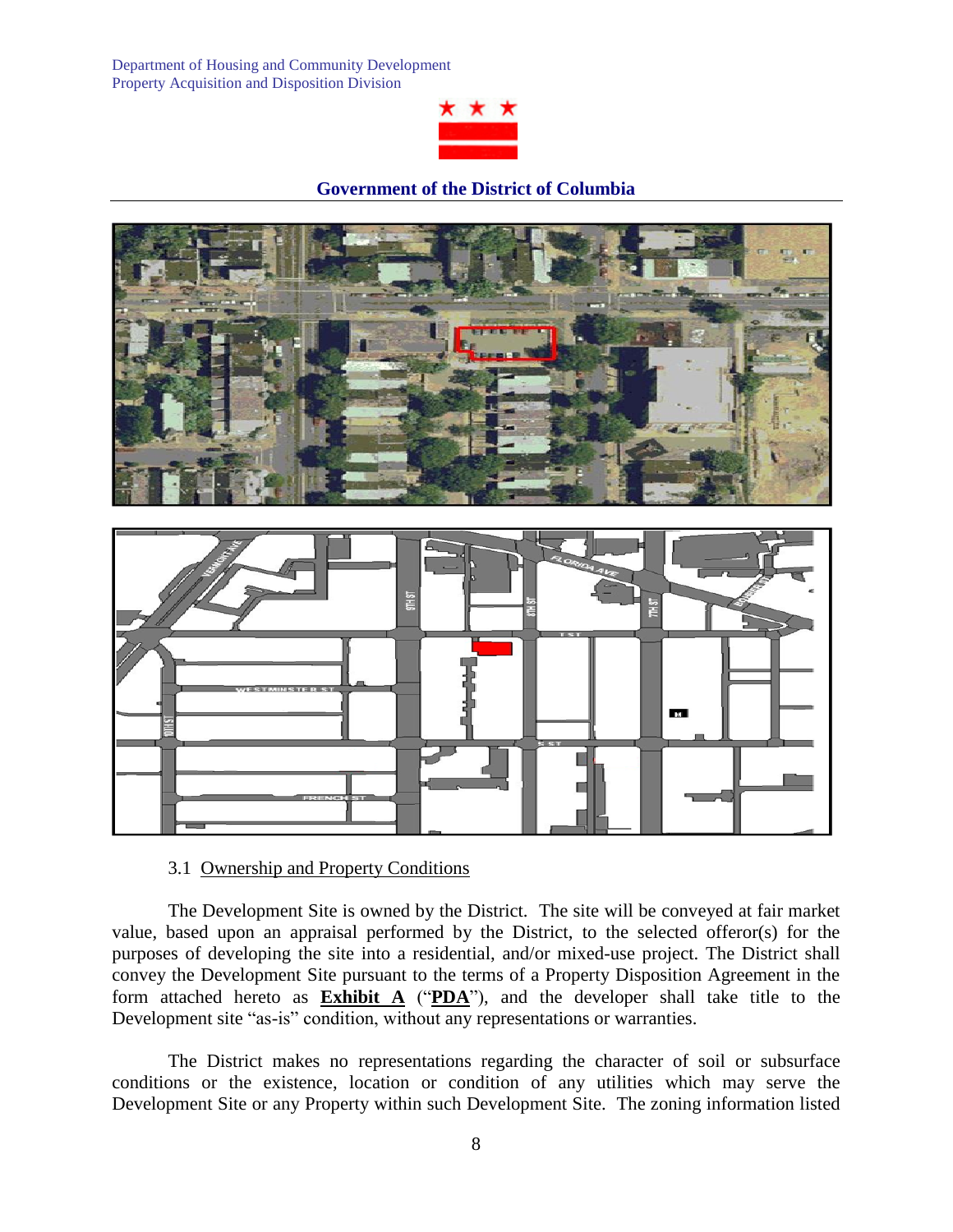Department of Housing and Community Development
Property Acquisition and Disposition Division

**Government of the District of Columbia**

3.1 Ownership and Property Conditions

The Development Site is owned by the District. The site will be conveyed at fair market value, based upon an appraisal performed by the District, to the selected offeror(s) for the purposes of developing the site into a residential, and/or mixed-use project. The District shall convey the Development Site pursuant to the terms of a Property Disposition Agreement in the form attached hereto as **Exhibit A** ("**PDA**"), and the developer shall take title to the Development site "as-is" condition, without any representations or warranties.

The District makes no representations regarding the character of soil or subsurface conditions or the existence, location or condition of any utilities which may serve the Development Site or any Property within such Development Site. The zoning information listed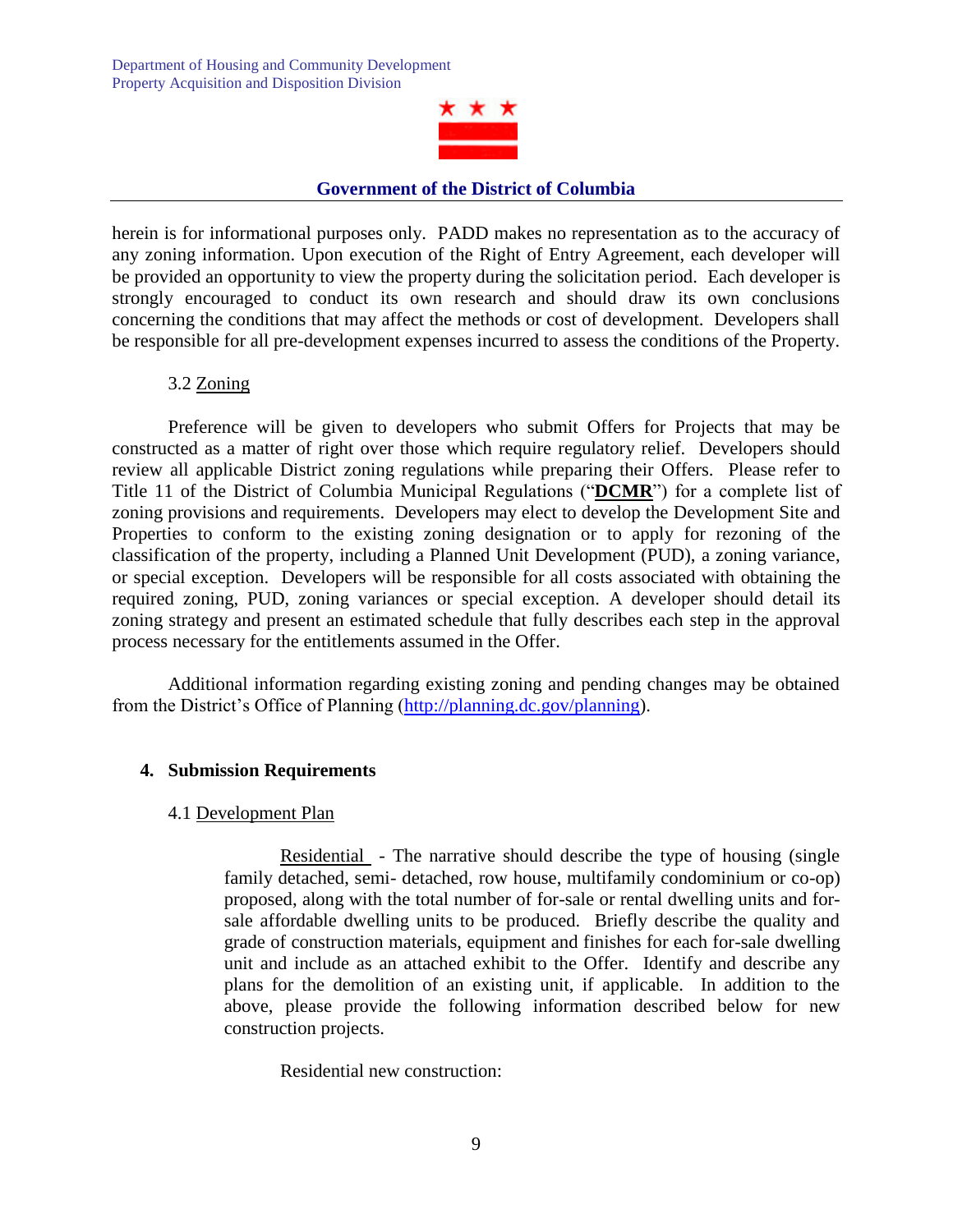herein is for informational purposes only. PADD makes no representation as to the accuracy of any zoning information. Upon execution of the Right of Entry Agreement, each developer will be provided an opportunity to view the property during the solicitation period. Each developer is strongly encouraged to conduct its own research and should draw its own conclusions concerning the conditions that may affect the methods or cost of development. Developers shall be responsible for all pre-development expenses incurred to assess the conditions of the Property.

### 3.2 Zoning

Preference will be given to developers who submit Offers for Projects that may be constructed as a matter of right over those which require regulatory relief. Developers should review all applicable District zoning regulations while preparing their Offers. Please refer to Title 11 of the District of Columbia Municipal Regulations ("**DCMR**") for a complete list of zoning provisions and requirements. Developers may elect to develop the Development Site and Properties to conform to the existing zoning designation or to apply for rezoning of the classification of the property, including a Planned Unit Development (PUD), a zoning variance, or special exception. Developers will be responsible for all costs associated with obtaining the required zoning, PUD, zoning variances or special exception. A developer should detail its zoning strategy and present an estimated schedule that fully describes each step in the approval process necessary for the entitlements assumed in the Offer.

Additional information regarding existing zoning and pending changes may be obtained from the District's Office of Planning (http://planning.dc.gov/planning).

## 4. Submission Requirements

### 4.1 Development Plan

Residential - The narrative should describe the type of housing (single family detached, semi- detached, row house, multifamily condominium or co-op) proposed, along with the total number of for-sale or rental dwelling units and for-sale affordable dwelling units to be produced. Briefly describe the quality and grade of construction materials, equipment and finishes for each for-sale dwelling unit and include as an attached exhibit to the Offer. Identify and describe any plans for the demolition of an existing unit, if applicable. In addition to the above, please provide the following information described below for new construction projects.

Residential new construction: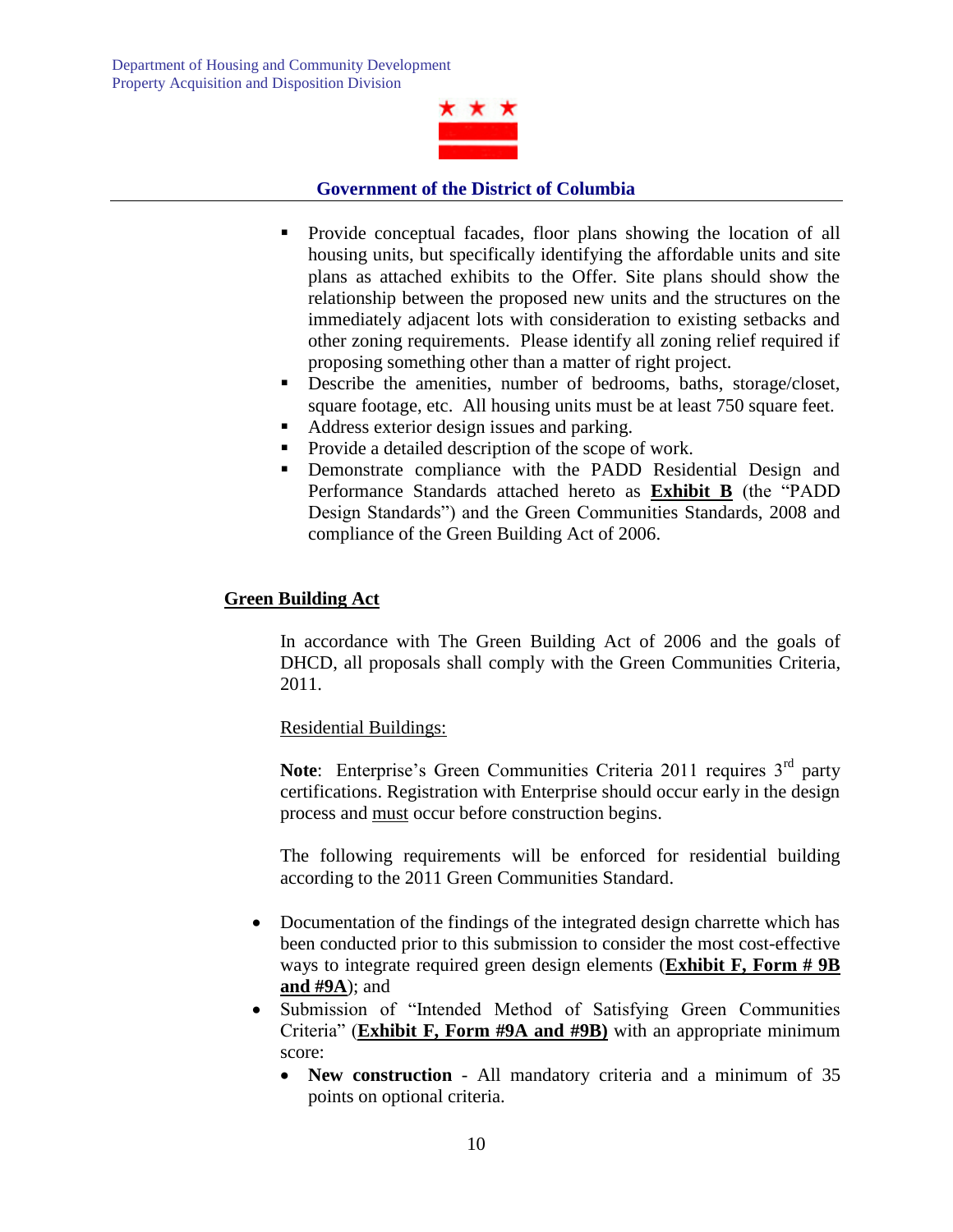- Provide conceptual facades, floor plans showing the location of all housing units, but specifically identifying the affordable units and site plans as attached exhibits to the Offer. Site plans should show the relationship between the proposed new units and the structures on the immediately adjacent lots with consideration to existing setbacks and other zoning requirements. Please identify all zoning relief required if proposing something other than a matter of right project.
- Describe the amenities, number of bedrooms, baths, storage/closet, square footage, etc. All housing units must be at least 750 square feet.
- Address exterior design issues and parking.
- Provide a detailed description of the scope of work.
- Demonstrate compliance with the PADD Residential Design and Performance Standards attached hereto as **Exhibit B** (the "PADD Design Standards") and the Green Communities Standards, 2008 and compliance of the Green Building Act of 2006.

## Green Building Act

In accordance with The Green Building Act of 2006 and the goals of DHCD, all proposals shall comply with the Green Communities Criteria, 2011.

Residential Buildings:

**Note**: Enterprise's Green Communities Criteria 2011 requires 3rd party certifications. Registration with Enterprise should occur early in the design process and must occur before construction begins.

The following requirements will be enforced for residential building according to the 2011 Green Communities Standard.

- Documentation of the findings of the integrated design charrette which has been conducted prior to this submission to consider the most cost-effective ways to integrate required green design elements (**Exhibit F, Form # 9B and #9A**); and
- Submission of "Intended Method of Satisfying Green Communities Criteria" (**Exhibit F, Form #9A and #9B)** with an appropriate minimum score:
  - **New construction** - All mandatory criteria and a minimum of 35 points on optional criteria.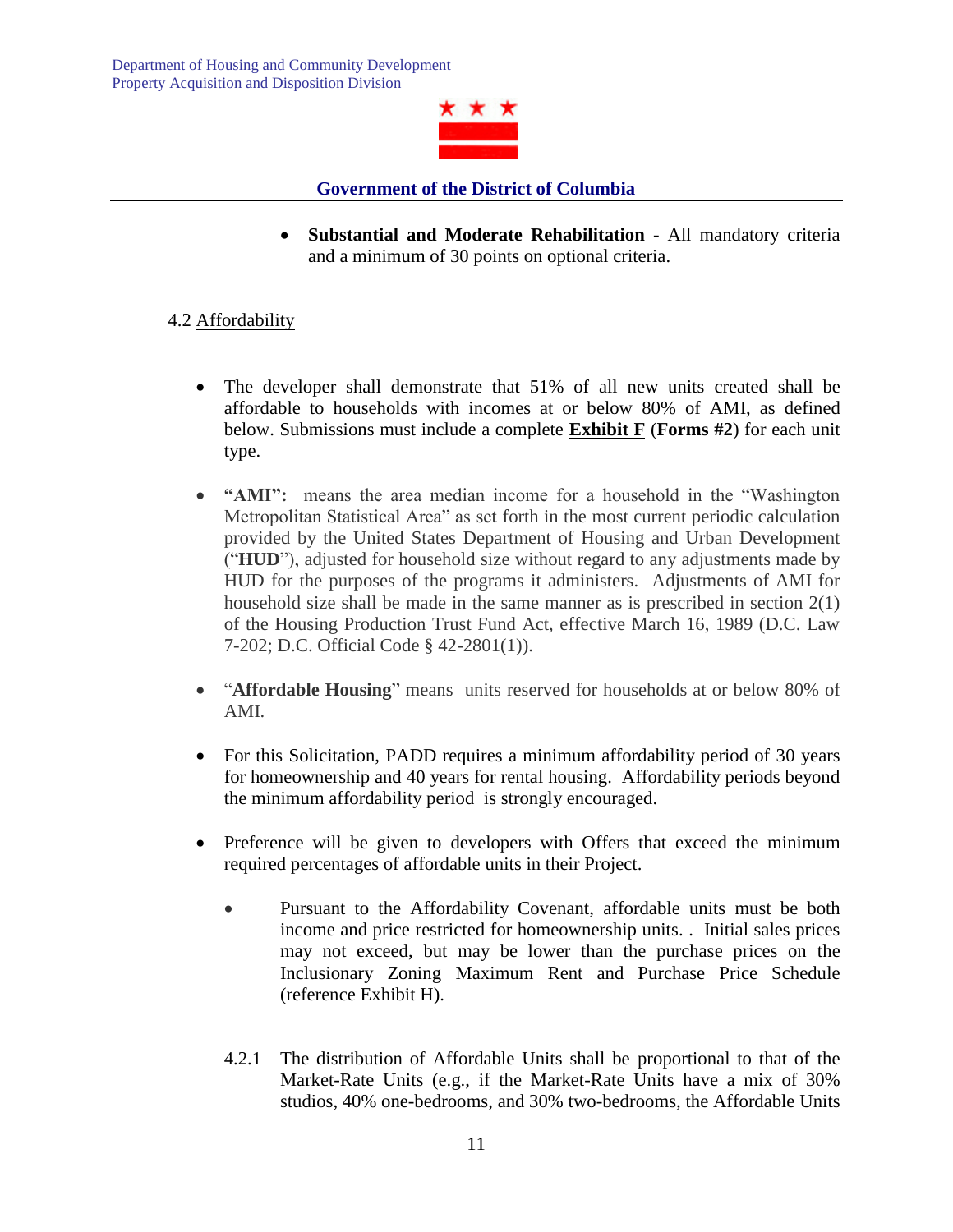- **Substantial and Moderate Rehabilitation** - All mandatory criteria and a minimum of 30 points on optional criteria.

4.2 Affordability

- The developer shall demonstrate that 51% of all new units created shall be affordable to households with incomes at or below 80% of AMI, as defined below. Submissions must include a complete **Exhibit F** (**Forms #2**) for each unit type.

- **"AMI":** means the area median income for a household in the "Washington Metropolitan Statistical Area" as set forth in the most current periodic calculation provided by the United States Department of Housing and Urban Development ("**HUD**"), adjusted for household size without regard to any adjustments made by HUD for the purposes of the programs it administers. Adjustments of AMI for household size shall be made in the same manner as is prescribed in section 2(1) of the Housing Production Trust Fund Act, effective March 16, 1989 (D.C. Law 7-202; D.C. Official Code § 42-2801(1)).

- "**Affordable Housing**" means units reserved for households at or below 80% of AMI.

- For this Solicitation, PADD requires a minimum affordability period of 30 years for homeownership and 40 years for rental housing. Affordability periods beyond the minimum affordability period is strongly encouraged.

- Preference will be given to developers with Offers that exceed the minimum required percentages of affordable units in their Project.

  - Pursuant to the Affordability Covenant, affordable units must be both income and price restricted for homeownership units. . Initial sales prices may not exceed, but may be lower than the purchase prices on the Inclusionary Zoning Maximum Rent and Purchase Price Schedule (reference Exhibit H).

4.2.1 The distribution of Affordable Units shall be proportional to that of the Market-Rate Units (e.g., if the Market-Rate Units have a mix of 30% studios, 40% one-bedrooms, and 30% two-bedrooms, the Affordable Units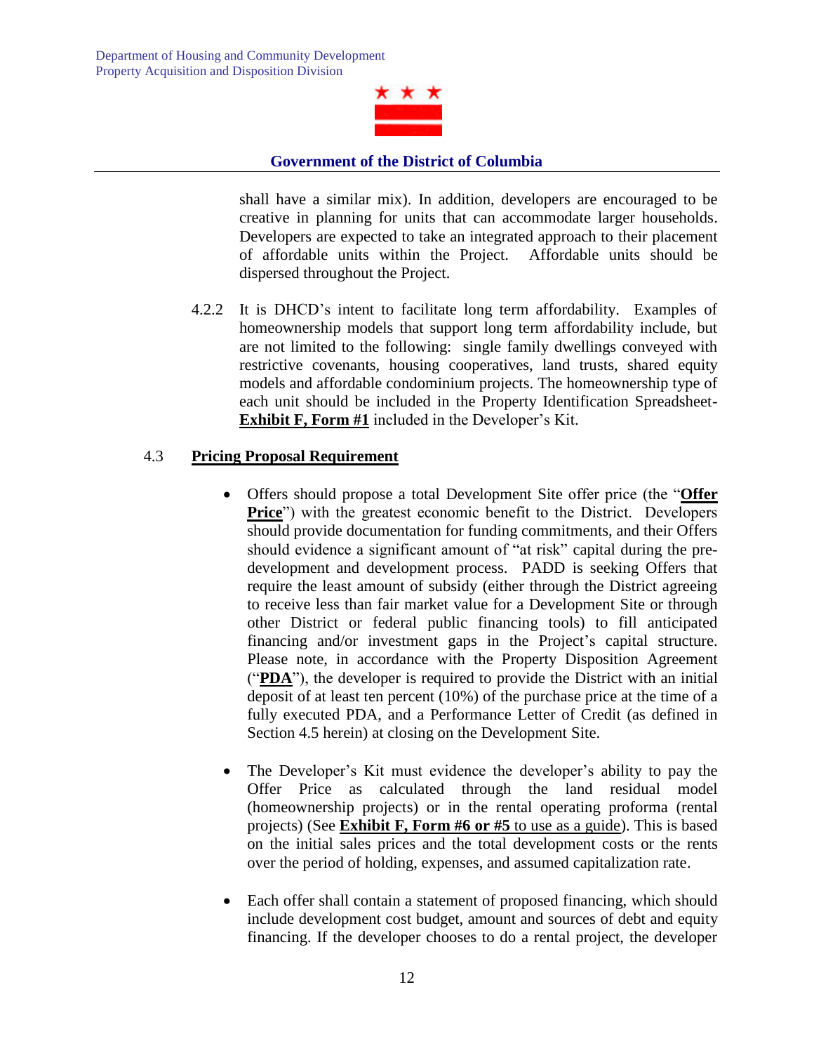shall have a similar mix). In addition, developers are encouraged to be creative in planning for units that can accommodate larger households. Developers are expected to take an integrated approach to their placement of affordable units within the Project. Affordable units should be dispersed throughout the Project.

4.2.2 It is DHCD's intent to facilitate long term affordability. Examples of homeownership models that support long term affordability include, but are not limited to the following: single family dwellings conveyed with restrictive covenants, housing cooperatives, land trusts, shared equity models and affordable condominium projects. The homeownership type of each unit should be included in the Property Identification Spreadsheet- **Exhibit F, Form #1** included in the Developer's Kit.

## 4.3 Pricing Proposal Requirement

- Offers should propose a total Development Site offer price (the "**Offer Price**") with the greatest economic benefit to the District. Developers should provide documentation for funding commitments, and their Offers should evidence a significant amount of "at risk" capital during the pre-development and development process. PADD is seeking Offers that require the least amount of subsidy (either through the District agreeing to receive less than fair market value for a Development Site or through other District or federal public financing tools) to fill anticipated financing and/or investment gaps in the Project's capital structure. Please note, in accordance with the Property Disposition Agreement ("**PDA**"), the developer is required to provide the District with an initial deposit of at least ten percent (10%) of the purchase price at the time of a fully executed PDA, and a Performance Letter of Credit (as defined in Section 4.5 herein) at closing on the Development Site.

- The Developer's Kit must evidence the developer's ability to pay the Offer Price as calculated through the land residual model (homeownership projects) or in the rental operating proforma (rental projects) (See **Exhibit F, Form #6 or #5** to use as a guide). This is based on the initial sales prices and the total development costs or the rents over the period of holding, expenses, and assumed capitalization rate.

- Each offer shall contain a statement of proposed financing, which should include development cost budget, amount and sources of debt and equity financing. If the developer chooses to do a rental project, the developer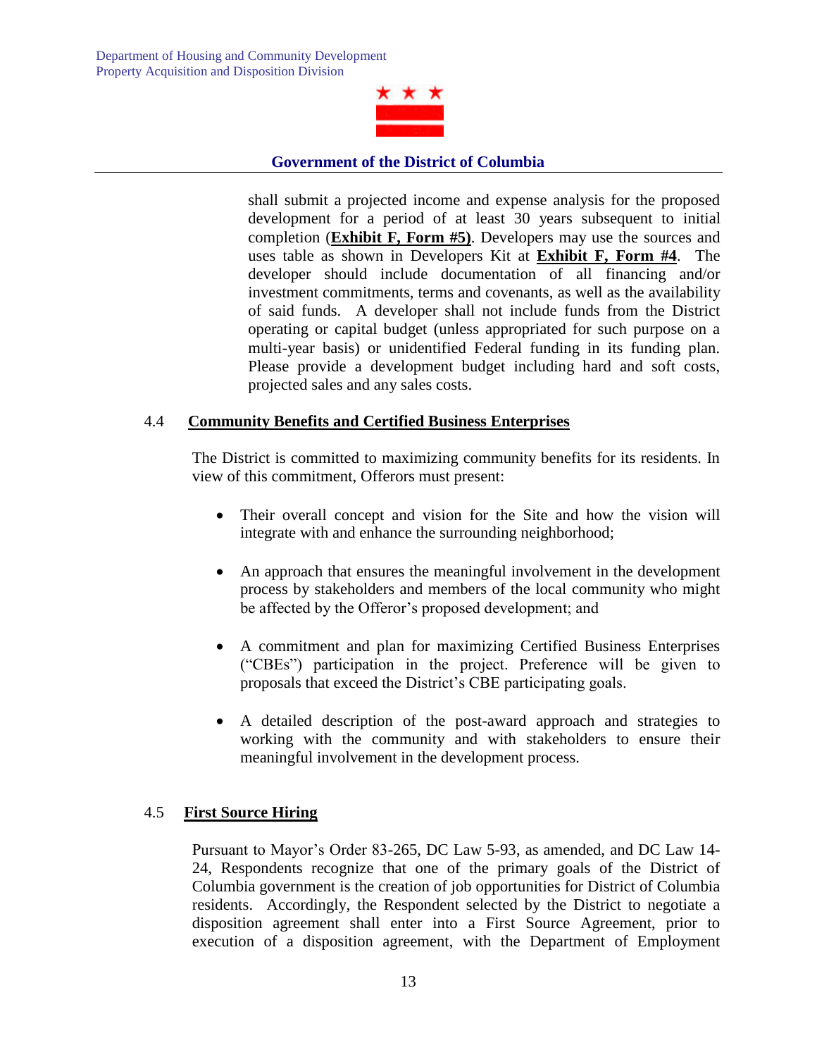shall submit a projected income and expense analysis for the proposed development for a period of at least 30 years subsequent to initial completion (**Exhibit F, Form #5)**. Developers may use the sources and uses table as shown in Developers Kit at **Exhibit F, Form #4**. The developer should include documentation of all financing and/or investment commitments, terms and covenants, as well as the availability of said funds. A developer shall not include funds from the District operating or capital budget (unless appropriated for such purpose on a multi-year basis) or unidentified Federal funding in its funding plan. Please provide a development budget including hard and soft costs, projected sales and any sales costs.

### 4.4 **Community Benefits and Certified Business Enterprises**

The District is committed to maximizing community benefits for its residents. In view of this commitment, Offerors must present:

- Their overall concept and vision for the Site and how the vision will integrate with and enhance the surrounding neighborhood;
- An approach that ensures the meaningful involvement in the development process by stakeholders and members of the local community who might be affected by the Offeror's proposed development; and
- A commitment and plan for maximizing Certified Business Enterprises ("CBEs") participation in the project. Preference will be given to proposals that exceed the District's CBE participating goals.
- A detailed description of the post-award approach and strategies to working with the community and with stakeholders to ensure their meaningful involvement in the development process.

### 4.5 **First Source Hiring**

Pursuant to Mayor's Order 83-265, DC Law 5-93, as amended, and DC Law 14-24, Respondents recognize that one of the primary goals of the District of Columbia government is the creation of job opportunities for District of Columbia residents. Accordingly, the Respondent selected by the District to negotiate a disposition agreement shall enter into a First Source Agreement, prior to execution of a disposition agreement, with the Department of Employment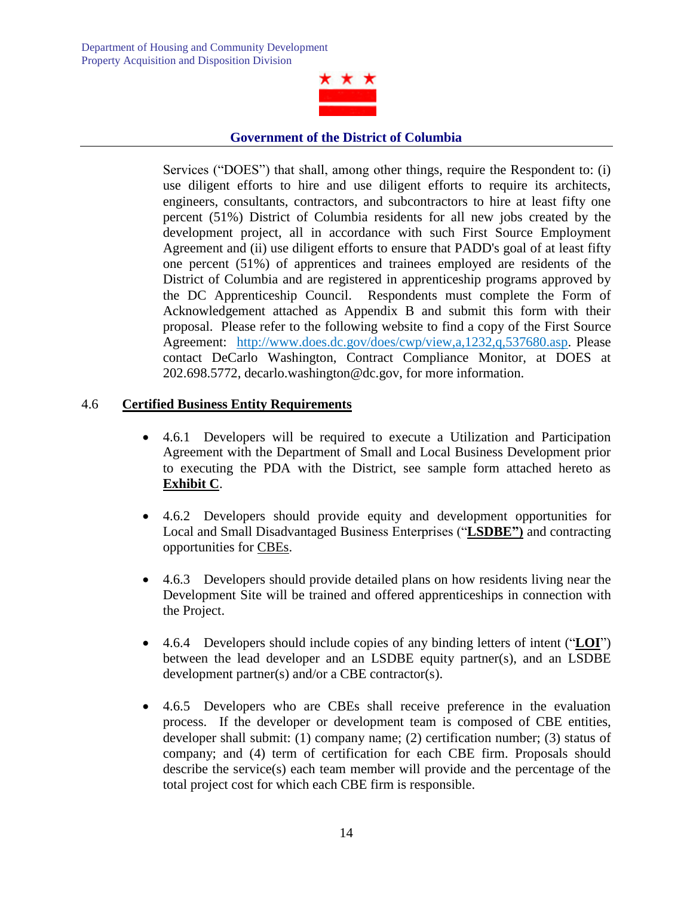Services ("DOES") that shall, among other things, require the Respondent to: (i) use diligent efforts to hire and use diligent efforts to require its architects, engineers, consultants, contractors, and subcontractors to hire at least fifty one percent (51%) District of Columbia residents for all new jobs created by the development project, all in accordance with such First Source Employment Agreement and (ii) use diligent efforts to ensure that PADD's goal of at least fifty one percent (51%) of apprentices and trainees employed are residents of the District of Columbia and are registered in apprenticeship programs approved by the DC Apprenticeship Council. Respondents must complete the Form of Acknowledgement attached as Appendix B and submit this form with their proposal. Please refer to the following website to find a copy of the First Source Agreement: http://www.does.dc.gov/does/cwp/view,a,1232,q,537680.asp. Please contact DeCarlo Washington, Contract Compliance Monitor, at DOES at 202.698.5772, decarlo.washington@dc.gov, for more information.

## 4.6 Certified Business Entity Requirements

- 4.6.1 Developers will be required to execute a Utilization and Participation Agreement with the Department of Small and Local Business Development prior to executing the PDA with the District, see sample form attached hereto as **Exhibit C**.

- 4.6.2 Developers should provide equity and development opportunities for Local and Small Disadvantaged Business Enterprises ("**LSDBE")** and contracting opportunities for CBEs.

- 4.6.3 Developers should provide detailed plans on how residents living near the Development Site will be trained and offered apprenticeships in connection with the Project.

- 4.6.4 Developers should include copies of any binding letters of intent ("**LOI**") between the lead developer and an LSDBE equity partner(s), and an LSDBE development partner(s) and/or a CBE contractor(s).

- 4.6.5 Developers who are CBEs shall receive preference in the evaluation process. If the developer or development team is composed of CBE entities, developer shall submit: (1) company name; (2) certification number; (3) status of company; and (4) term of certification for each CBE firm. Proposals should describe the service(s) each team member will provide and the percentage of the total project cost for which each CBE firm is responsible.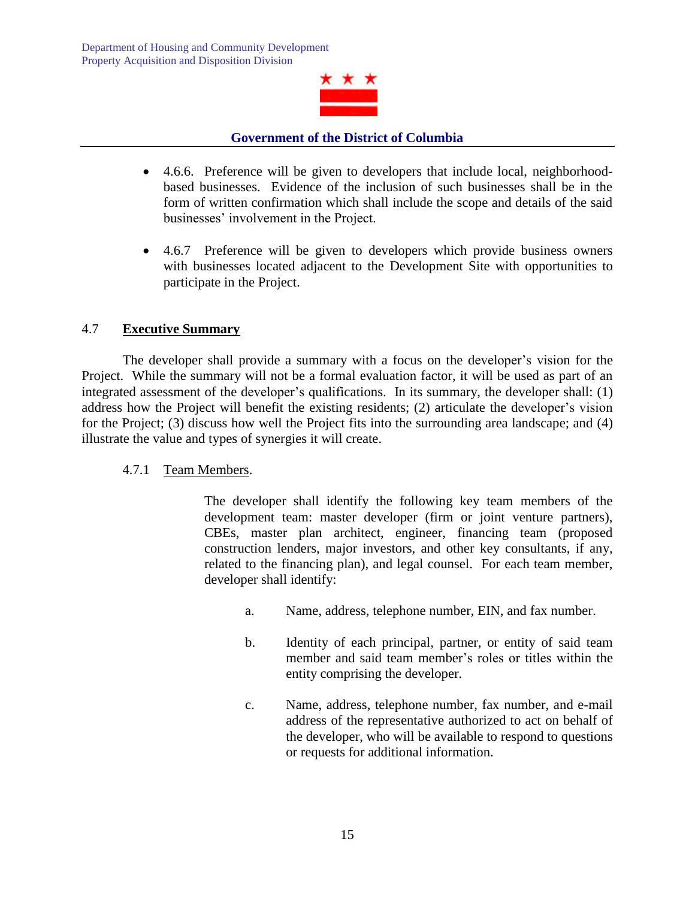- 4.6.6. Preference will be given to developers that include local, neighborhood-based businesses. Evidence of the inclusion of such businesses shall be in the form of written confirmation which shall include the scope and details of the said businesses' involvement in the Project.

- 4.6.7 Preference will be given to developers which provide business owners with businesses located adjacent to the Development Site with opportunities to participate in the Project.

## 4.7 Executive Summary

The developer shall provide a summary with a focus on the developer's vision for the Project. While the summary will not be a formal evaluation factor, it will be used as part of an integrated assessment of the developer's qualifications. In its summary, the developer shall: (1) address how the Project will benefit the existing residents; (2) articulate the developer's vision for the Project; (3) discuss how well the Project fits into the surrounding area landscape; and (4) illustrate the value and types of synergies it will create.

### 4.7.1 Team Members.

The developer shall identify the following key team members of the development team: master developer (firm or joint venture partners), CBEs, master plan architect, engineer, financing team (proposed construction lenders, major investors, and other key consultants, if any, related to the financing plan), and legal counsel. For each team member, developer shall identify:

a. Name, address, telephone number, EIN, and fax number.

b. Identity of each principal, partner, or entity of said team member and said team member's roles or titles within the entity comprising the developer.

c. Name, address, telephone number, fax number, and e-mail address of the representative authorized to act on behalf of the developer, who will be available to respond to questions or requests for additional information.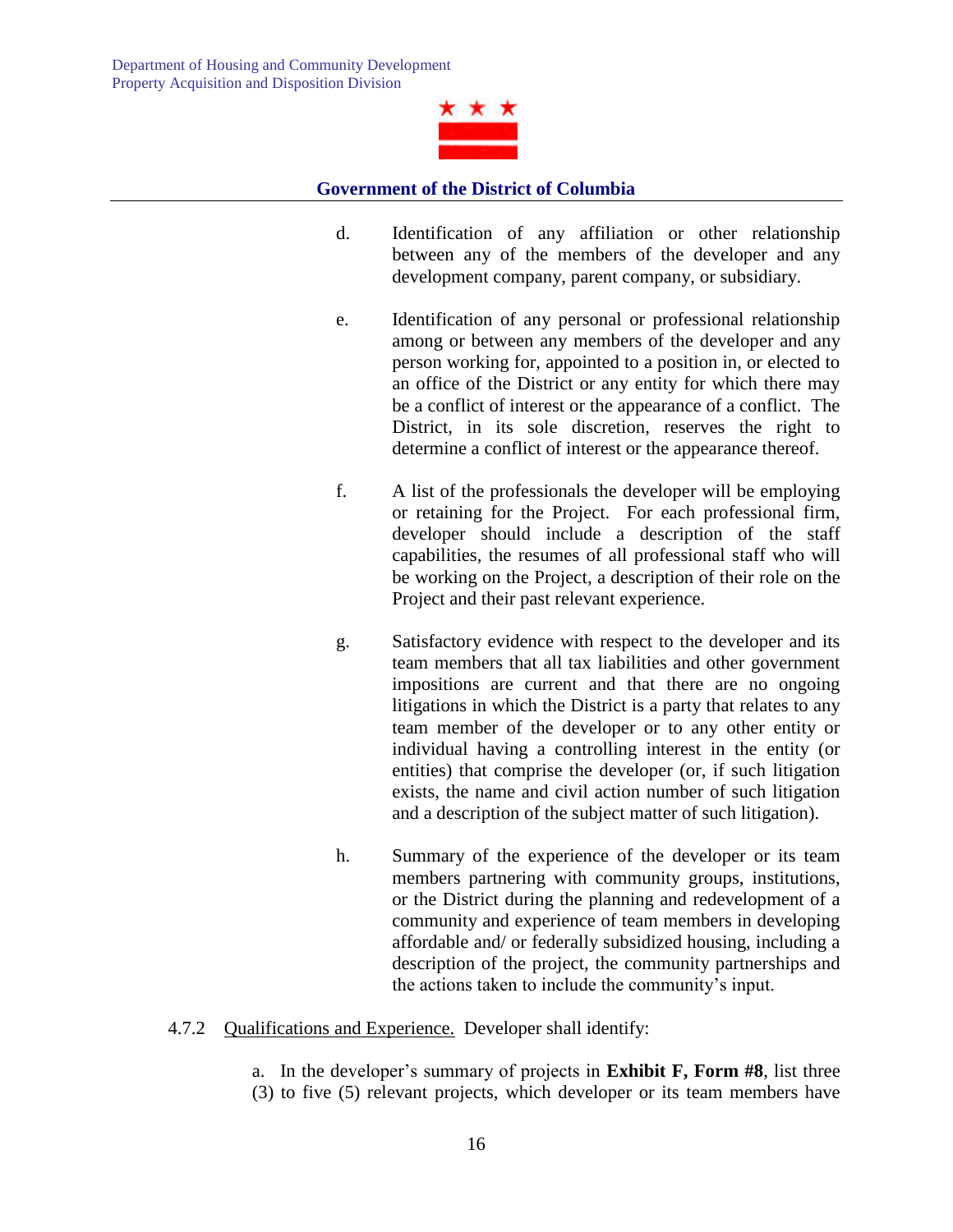d. Identification of any affiliation or other relationship between any of the members of the developer and any development company, parent company, or subsidiary.

e. Identification of any personal or professional relationship among or between any members of the developer and any person working for, appointed to a position in, or elected to an office of the District or any entity for which there may be a conflict of interest or the appearance of a conflict. The District, in its sole discretion, reserves the right to determine a conflict of interest or the appearance thereof.

f. A list of the professionals the developer will be employing or retaining for the Project. For each professional firm, developer should include a description of the staff capabilities, the resumes of all professional staff who will be working on the Project, a description of their role on the Project and their past relevant experience.

g. Satisfactory evidence with respect to the developer and its team members that all tax liabilities and other government impositions are current and that there are no ongoing litigations in which the District is a party that relates to any team member of the developer or to any other entity or individual having a controlling interest in the entity (or entities) that comprise the developer (or, if such litigation exists, the name and civil action number of such litigation and a description of the subject matter of such litigation).

h. Summary of the experience of the developer or its team members partnering with community groups, institutions, or the District during the planning and redevelopment of a community and experience of team members in developing affordable and/ or federally subsidized housing, including a description of the project, the community partnerships and the actions taken to include the community's input.

4.7.2 Qualifications and Experience. Developer shall identify:

a. In the developer's summary of projects in **Exhibit F, Form #8**, list three (3) to five (5) relevant projects, which developer or its team members have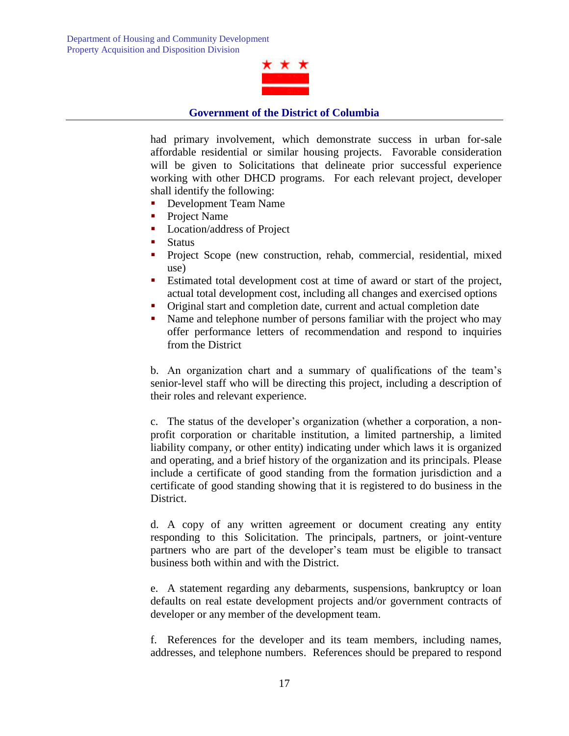had primary involvement, which demonstrate success in urban for-sale affordable residential or similar housing projects. Favorable consideration will be given to Solicitations that delineate prior successful experience working with other DHCD programs. For each relevant project, developer shall identify the following:

- Development Team Name
- Project Name
- Location/address of Project
- Status
- Project Scope (new construction, rehab, commercial, residential, mixed use)
- Estimated total development cost at time of award or start of the project, actual total development cost, including all changes and exercised options
- Original start and completion date, current and actual completion date
- Name and telephone number of persons familiar with the project who may offer performance letters of recommendation and respond to inquiries from the District

b. An organization chart and a summary of qualifications of the team's senior-level staff who will be directing this project, including a description of their roles and relevant experience.

c. The status of the developer's organization (whether a corporation, a non-profit corporation or charitable institution, a limited partnership, a limited liability company, or other entity) indicating under which laws it is organized and operating, and a brief history of the organization and its principals. Please include a certificate of good standing from the formation jurisdiction and a certificate of good standing showing that it is registered to do business in the District.

d. A copy of any written agreement or document creating any entity responding to this Solicitation. The principals, partners, or joint-venture partners who are part of the developer's team must be eligible to transact business both within and with the District.

e. A statement regarding any debarments, suspensions, bankruptcy or loan defaults on real estate development projects and/or government contracts of developer or any member of the development team.

f. References for the developer and its team members, including names, addresses, and telephone numbers. References should be prepared to respond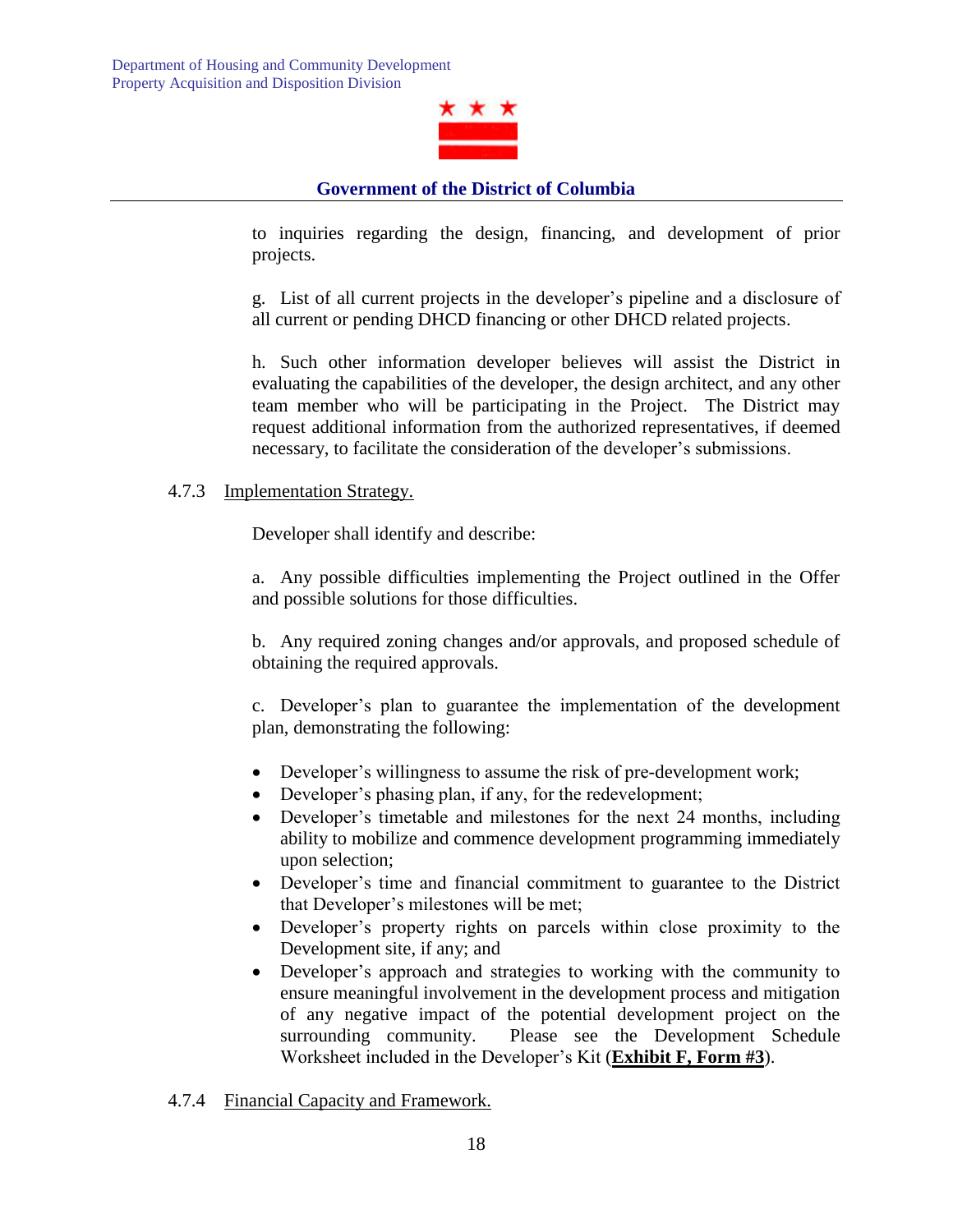to inquiries regarding the design, financing, and development of prior projects.

g. List of all current projects in the developer's pipeline and a disclosure of all current or pending DHCD financing or other DHCD related projects.

h. Such other information developer believes will assist the District in evaluating the capabilities of the developer, the design architect, and any other team member who will be participating in the Project. The District may request additional information from the authorized representatives, if deemed necessary, to facilitate the consideration of the developer's submissions.

4.7.3 Implementation Strategy.

Developer shall identify and describe:

a. Any possible difficulties implementing the Project outlined in the Offer and possible solutions for those difficulties.

b. Any required zoning changes and/or approvals, and proposed schedule of obtaining the required approvals.

c. Developer's plan to guarantee the implementation of the development plan, demonstrating the following:

- Developer's willingness to assume the risk of pre-development work;
- Developer's phasing plan, if any, for the redevelopment;
- Developer's timetable and milestones for the next 24 months, including ability to mobilize and commence development programming immediately upon selection;
- Developer's time and financial commitment to guarantee to the District that Developer's milestones will be met;
- Developer's property rights on parcels within close proximity to the Development site, if any; and
- Developer's approach and strategies to working with the community to ensure meaningful involvement in the development process and mitigation of any negative impact of the potential development project on the surrounding community. Please see the Development Schedule Worksheet included in the Developer's Kit (**Exhibit F, Form #3**).

4.7.4 Financial Capacity and Framework.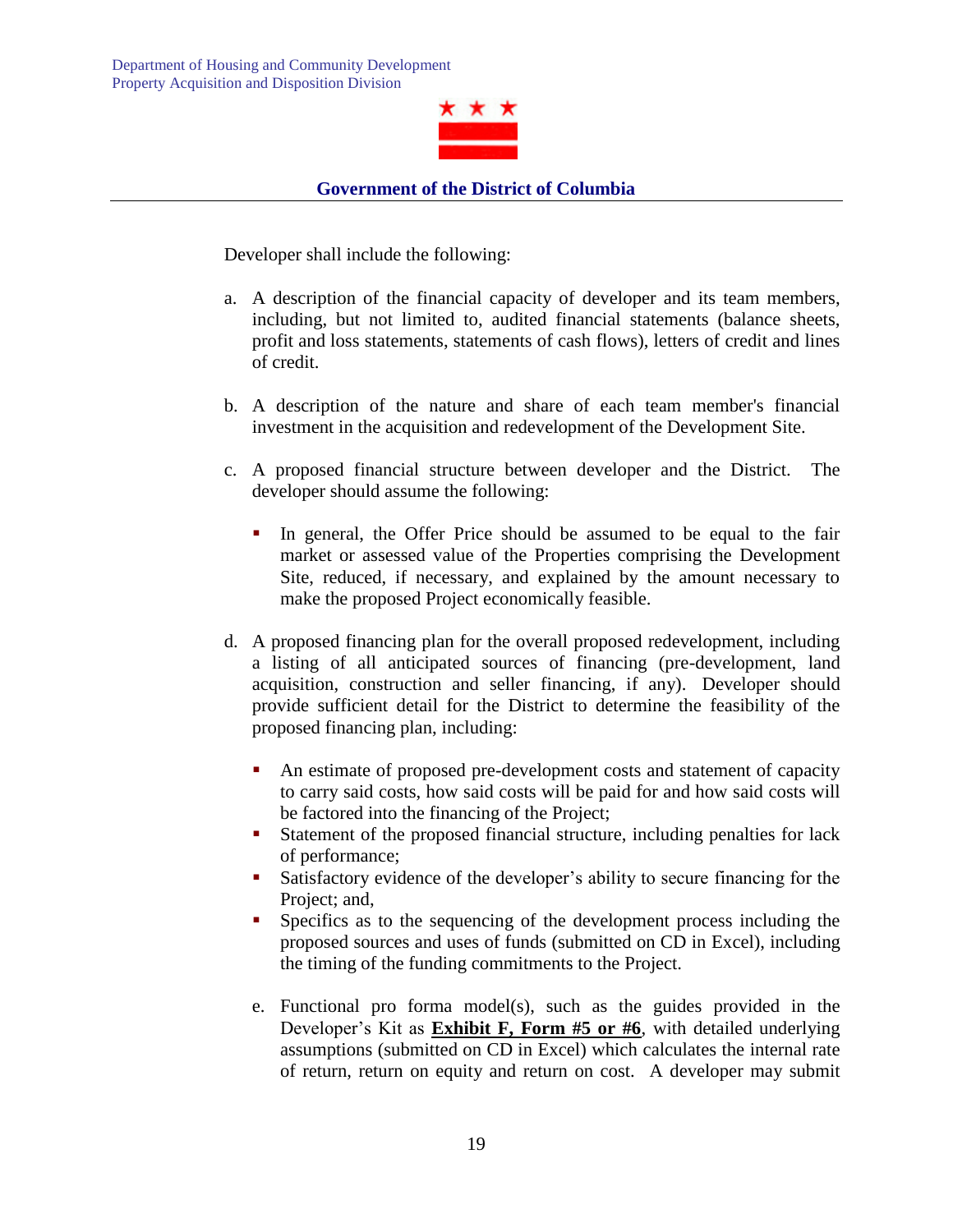Developer shall include the following:

a. A description of the financial capacity of developer and its team members, including, but not limited to, audited financial statements (balance sheets, profit and loss statements, statements of cash flows), letters of credit and lines of credit.

b. A description of the nature and share of each team member's financial investment in the acquisition and redevelopment of the Development Site.

c. A proposed financial structure between developer and the District. The developer should assume the following:

   - In general, the Offer Price should be assumed to be equal to the fair market or assessed value of the Properties comprising the Development Site, reduced, if necessary, and explained by the amount necessary to make the proposed Project economically feasible.

d. A proposed financing plan for the overall proposed redevelopment, including a listing of all anticipated sources of financing (pre-development, land acquisition, construction and seller financing, if any). Developer should provide sufficient detail for the District to determine the feasibility of the proposed financing plan, including:

   - An estimate of proposed pre-development costs and statement of capacity to carry said costs, how said costs will be paid for and how said costs will be factored into the financing of the Project;
   - Statement of the proposed financial structure, including penalties for lack of performance;
   - Satisfactory evidence of the developer's ability to secure financing for the Project; and,
   - Specifics as to the sequencing of the development process including the proposed sources and uses of funds (submitted on CD in Excel), including the timing of the funding commitments to the Project.

   e. Functional pro forma model(s), such as the guides provided in the Developer's Kit as **Exhibit F, Form #5 or #6**, with detailed underlying assumptions (submitted on CD in Excel) which calculates the internal rate of return, return on equity and return on cost. A developer may submit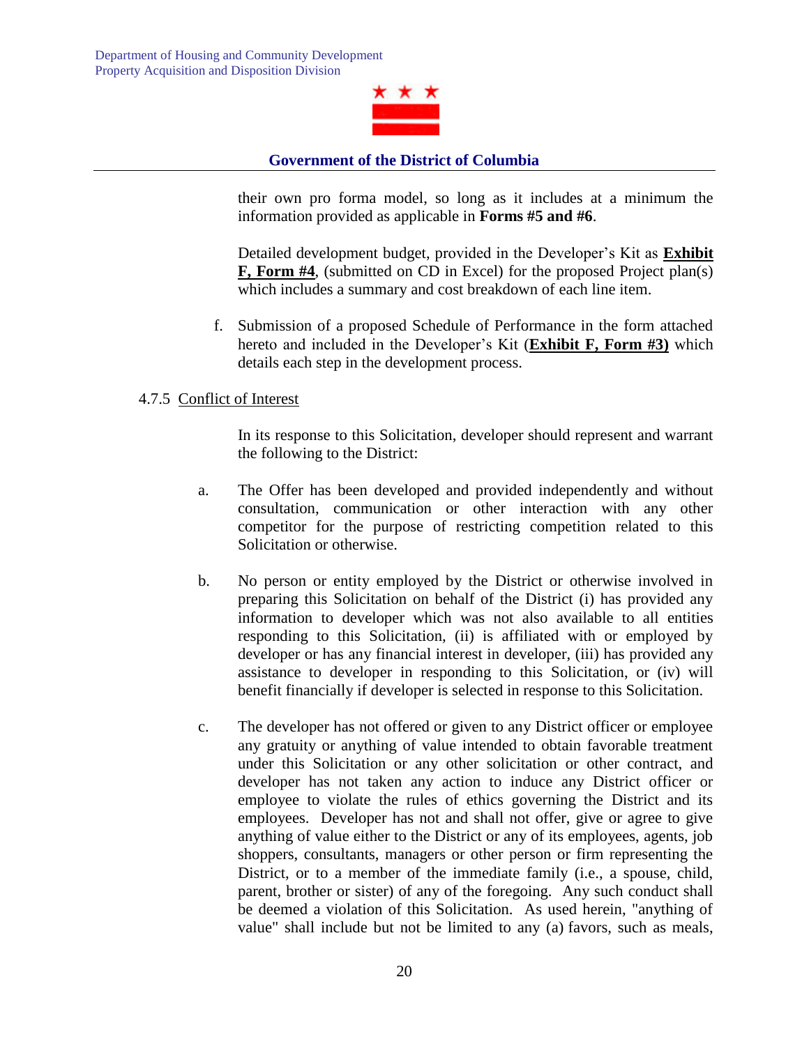their own pro forma model, so long as it includes at a minimum the information provided as applicable in **Forms #5 and #6**.

Detailed development budget, provided in the Developer's Kit as **Exhibit F, Form #4**, (submitted on CD in Excel) for the proposed Project plan(s) which includes a summary and cost breakdown of each line item.

f. Submission of a proposed Schedule of Performance in the form attached hereto and included in the Developer's Kit (**Exhibit F, Form #3)** which details each step in the development process.

4.7.5 Conflict of Interest

In its response to this Solicitation, developer should represent and warrant the following to the District:

a. The Offer has been developed and provided independently and without consultation, communication or other interaction with any other competitor for the purpose of restricting competition related to this Solicitation or otherwise.

b. No person or entity employed by the District or otherwise involved in preparing this Solicitation on behalf of the District (i) has provided any information to developer which was not also available to all entities responding to this Solicitation, (ii) is affiliated with or employed by developer or has any financial interest in developer, (iii) has provided any assistance to developer in responding to this Solicitation, or (iv) will benefit financially if developer is selected in response to this Solicitation.

c. The developer has not offered or given to any District officer or employee any gratuity or anything of value intended to obtain favorable treatment under this Solicitation or any other solicitation or other contract, and developer has not taken any action to induce any District officer or employee to violate the rules of ethics governing the District and its employees. Developer has not and shall not offer, give or agree to give anything of value either to the District or any of its employees, agents, job shoppers, consultants, managers or other person or firm representing the District, or to a member of the immediate family (i.e., a spouse, child, parent, brother or sister) of any of the foregoing. Any such conduct shall be deemed a violation of this Solicitation. As used herein, "anything of value" shall include but not be limited to any (a) favors, such as meals,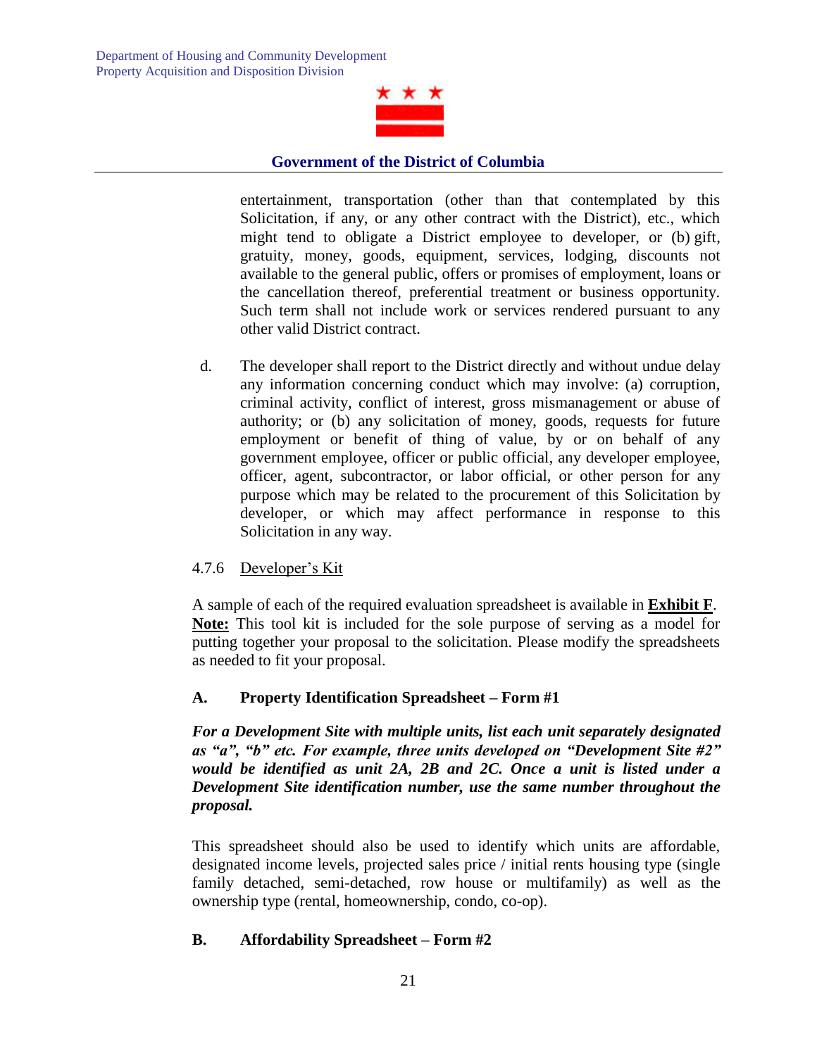entertainment, transportation (other than that contemplated by this Solicitation, if any, or any other contract with the District), etc., which might tend to obligate a District employee to developer, or (b) gift, gratuity, money, goods, equipment, services, lodging, discounts not available to the general public, offers or promises of employment, loans or the cancellation thereof, preferential treatment or business opportunity. Such term shall not include work or services rendered pursuant to any other valid District contract.

d. The developer shall report to the District directly and without undue delay any information concerning conduct which may involve: (a) corruption, criminal activity, conflict of interest, gross mismanagement or abuse of authority; or (b) any solicitation of money, goods, requests for future employment or benefit of thing of value, by or on behalf of any government employee, officer or public official, any developer employee, officer, agent, subcontractor, or labor official, or other person for any purpose which may be related to the procurement of this Solicitation by developer, or which may affect performance in response to this Solicitation in any way.

4.7.6 Developer's Kit

A sample of each of the required evaluation spreadsheet is available in **Exhibit F**. **Note:** This tool kit is included for the sole purpose of serving as a model for putting together your proposal to the solicitation. Please modify the spreadsheets as needed to fit your proposal.

**A. Property Identification Spreadsheet – Form #1**

***For a Development Site with multiple units, list each unit separately designated as "a", "b" etc. For example, three units developed on "Development Site #2" would be identified as unit 2A, 2B and 2C. Once a unit is listed under a Development Site identification number, use the same number throughout the proposal.***

This spreadsheet should also be used to identify which units are affordable, designated income levels, projected sales price / initial rents housing type (single family detached, semi-detached, row house or multifamily) as well as the ownership type (rental, homeownership, condo, co-op).

**B. Affordability Spreadsheet – Form #2**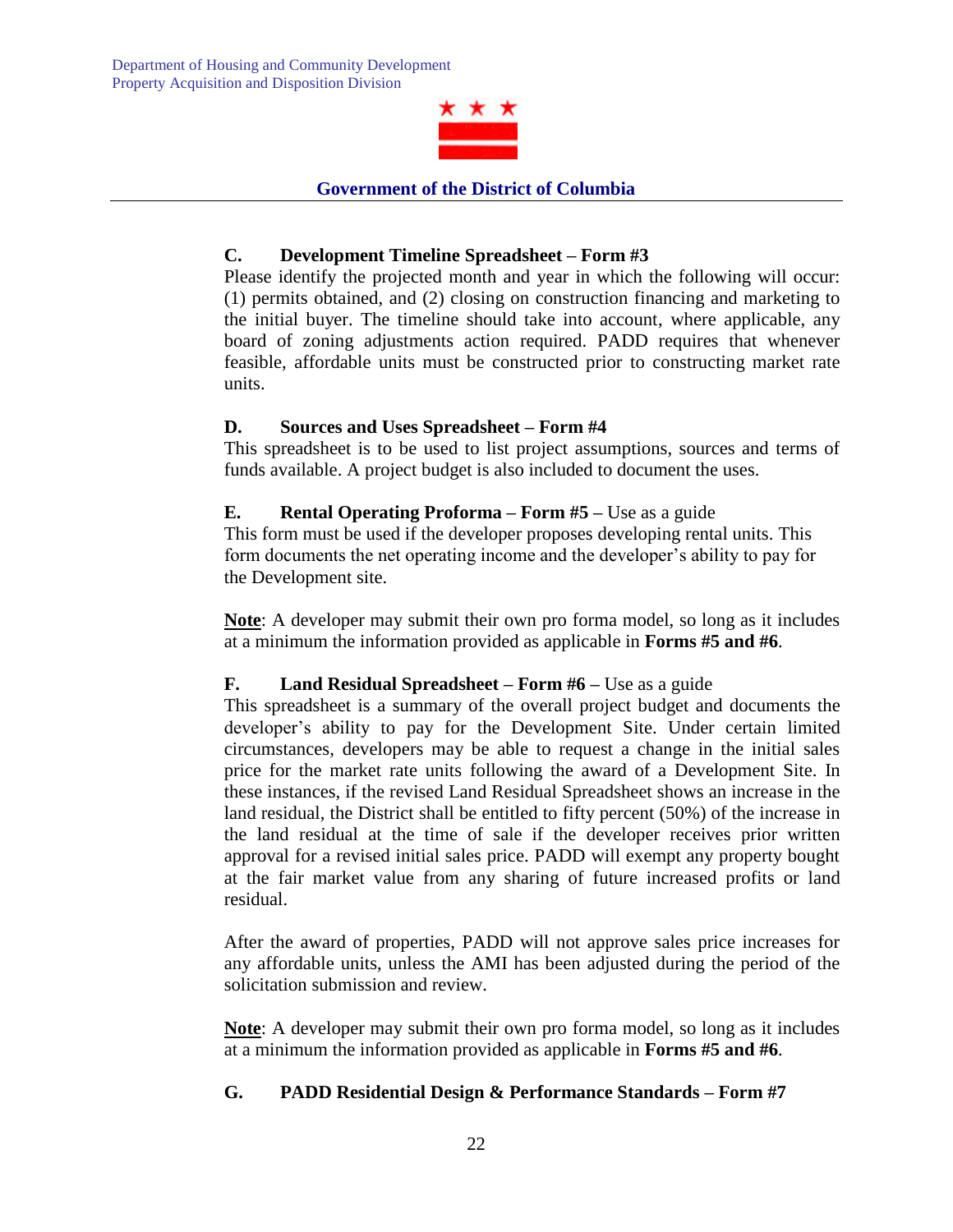### C. Development Timeline Spreadsheet – Form #3

Please identify the projected month and year in which the following will occur: (1) permits obtained, and (2) closing on construction financing and marketing to the initial buyer. The timeline should take into account, where applicable, any board of zoning adjustments action required. PADD requires that whenever feasible, affordable units must be constructed prior to constructing market rate units.

### D. Sources and Uses Spreadsheet – Form #4

This spreadsheet is to be used to list project assumptions, sources and terms of funds available. A project budget is also included to document the uses.

### E. Rental Operating Proforma – Form #5 – Use as a guide

This form must be used if the developer proposes developing rental units. This form documents the net operating income and the developer's ability to pay for the Development site.

**Note**: A developer may submit their own pro forma model, so long as it includes at a minimum the information provided as applicable in **Forms #5 and #6**.

### F. Land Residual Spreadsheet – Form #6 – Use as a guide

This spreadsheet is a summary of the overall project budget and documents the developer's ability to pay for the Development Site. Under certain limited circumstances, developers may be able to request a change in the initial sales price for the market rate units following the award of a Development Site. In these instances, if the revised Land Residual Spreadsheet shows an increase in the land residual, the District shall be entitled to fifty percent (50%) of the increase in the land residual at the time of sale if the developer receives prior written approval for a revised initial sales price. PADD will exempt any property bought at the fair market value from any sharing of future increased profits or land residual.

After the award of properties, PADD will not approve sales price increases for any affordable units, unless the AMI has been adjusted during the period of the solicitation submission and review.

**Note**: A developer may submit their own pro forma model, so long as it includes at a minimum the information provided as applicable in **Forms #5 and #6**.

### G. PADD Residential Design & Performance Standards – Form #7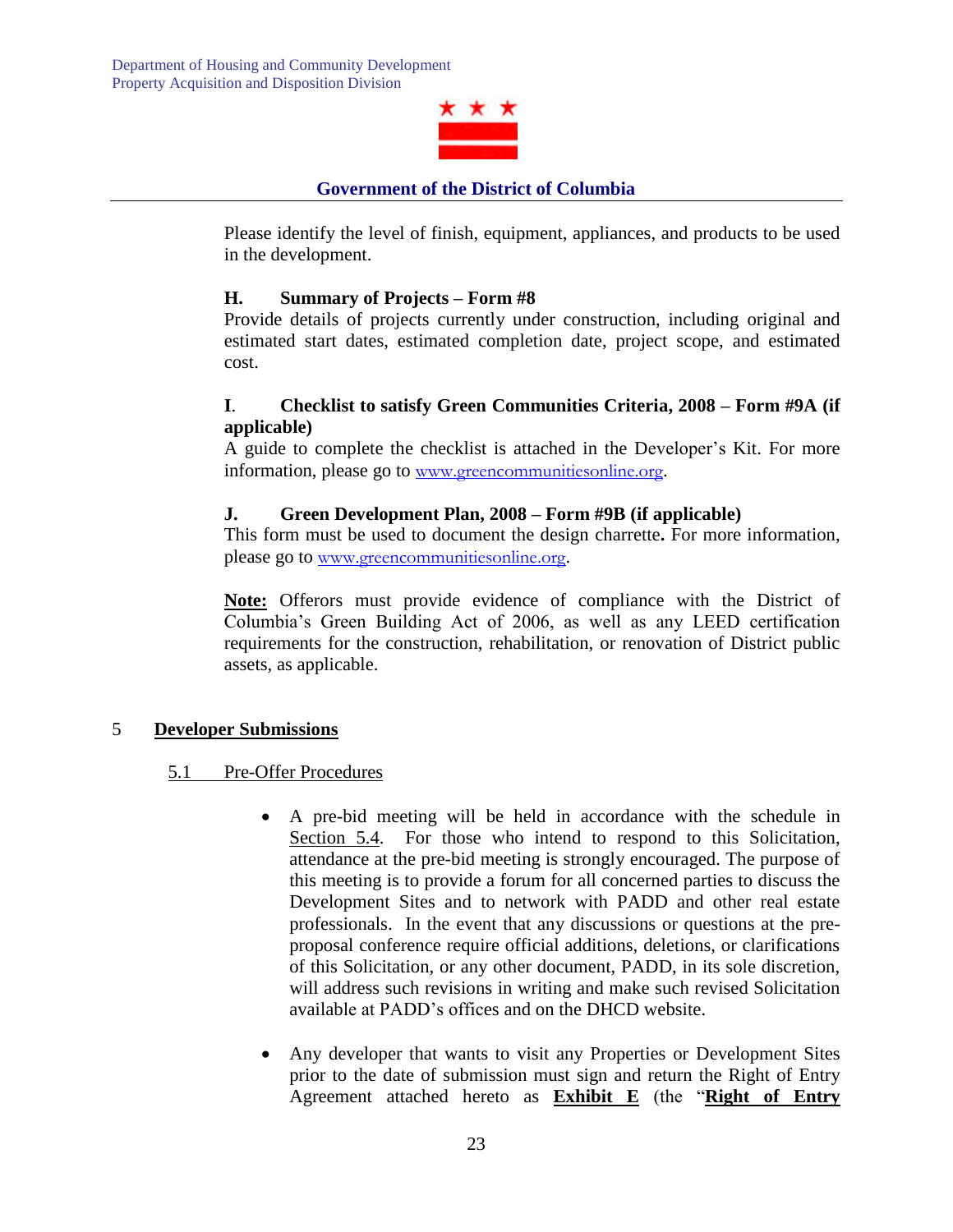Please identify the level of finish, equipment, appliances, and products to be used in the development.

**H. Summary of Projects – Form #8**

Provide details of projects currently under construction, including original and estimated start dates, estimated completion date, project scope, and estimated cost.

**I. Checklist to satisfy Green Communities Criteria, 2008 – Form #9A (if applicable)**

A guide to complete the checklist is attached in the Developer's Kit. For more information, please go to www.greencommunitiesonline.org.

**J. Green Development Plan, 2008 – Form #9B (if applicable)**

This form must be used to document the design charrette**.** For more information, please go to www.greencommunitiesonline.org.

**Note:** Offerors must provide evidence of compliance with the District of Columbia's Green Building Act of 2006, as well as any LEED certification requirements for the construction, rehabilitation, or renovation of District public assets, as applicable.

## 5 Developer Submissions

### 5.1 Pre-Offer Procedures

- A pre-bid meeting will be held in accordance with the schedule in Section 5.4. For those who intend to respond to this Solicitation, attendance at the pre-bid meeting is strongly encouraged. The purpose of this meeting is to provide a forum for all concerned parties to discuss the Development Sites and to network with PADD and other real estate professionals. In the event that any discussions or questions at the pre-proposal conference require official additions, deletions, or clarifications of this Solicitation, or any other document, PADD, in its sole discretion, will address such revisions in writing and make such revised Solicitation available at PADD's offices and on the DHCD website.

- Any developer that wants to visit any Properties or Development Sites prior to the date of submission must sign and return the Right of Entry Agreement attached hereto as **Exhibit E** (the "**Right of Entry**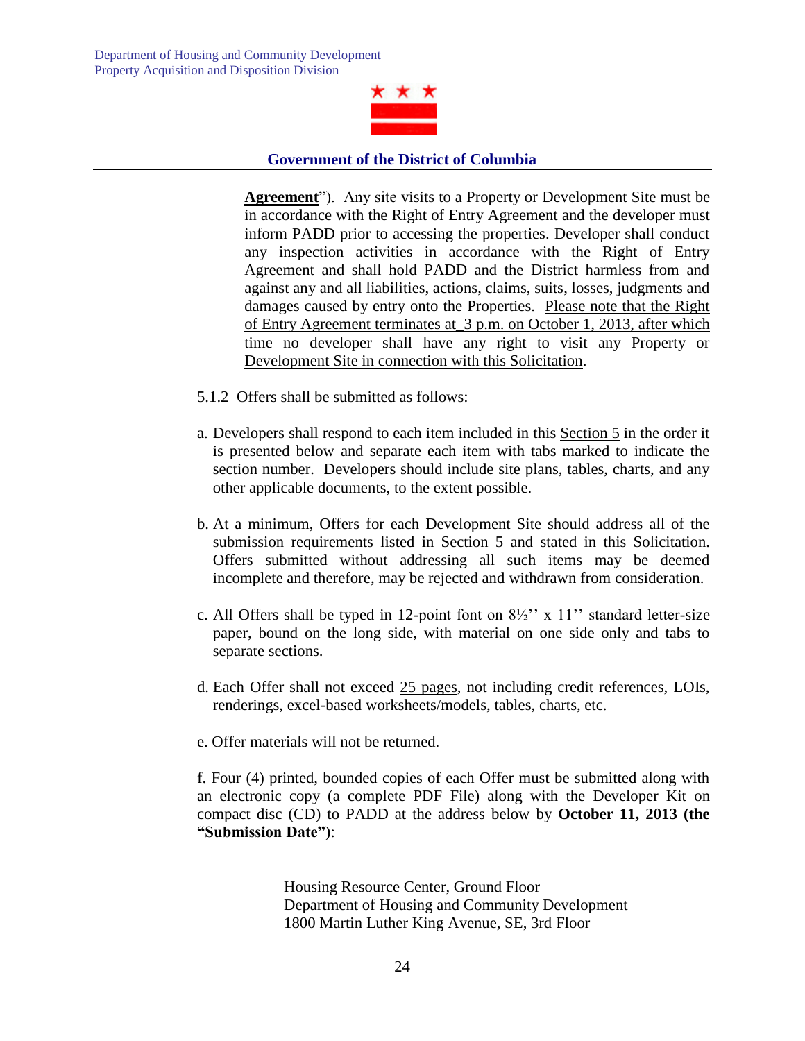**Agreement**"). Any site visits to a Property or Development Site must be in accordance with the Right of Entry Agreement and the developer must inform PADD prior to accessing the properties. Developer shall conduct any inspection activities in accordance with the Right of Entry Agreement and shall hold PADD and the District harmless from and against any and all liabilities, actions, claims, suits, losses, judgments and damages caused by entry onto the Properties. Please note that the Right of Entry Agreement terminates at_3 p.m. on October 1, 2013, after which time no developer shall have any right to visit any Property or Development Site in connection with this Solicitation.

5.1.2 Offers shall be submitted as follows:

a. Developers shall respond to each item included in this Section 5 in the order it is presented below and separate each item with tabs marked to indicate the section number. Developers should include site plans, tables, charts, and any other applicable documents, to the extent possible.

b. At a minimum, Offers for each Development Site should address all of the submission requirements listed in Section 5 and stated in this Solicitation. Offers submitted without addressing all such items may be deemed incomplete and therefore, may be rejected and withdrawn from consideration.

c. All Offers shall be typed in 12-point font on 8½'' x 11'' standard letter-size paper, bound on the long side, with material on one side only and tabs to separate sections.

d. Each Offer shall not exceed 25 pages, not including credit references, LOIs, renderings, excel-based worksheets/models, tables, charts, etc.

e. Offer materials will not be returned.

f. Four (4) printed, bounded copies of each Offer must be submitted along with an electronic copy (a complete PDF File) along with the Developer Kit on compact disc (CD) to PADD at the address below by **October 11, 2013 (the "Submission Date")**:

Housing Resource Center, Ground Floor
Department of Housing and Community Development
1800 Martin Luther King Avenue, SE, 3rd Floor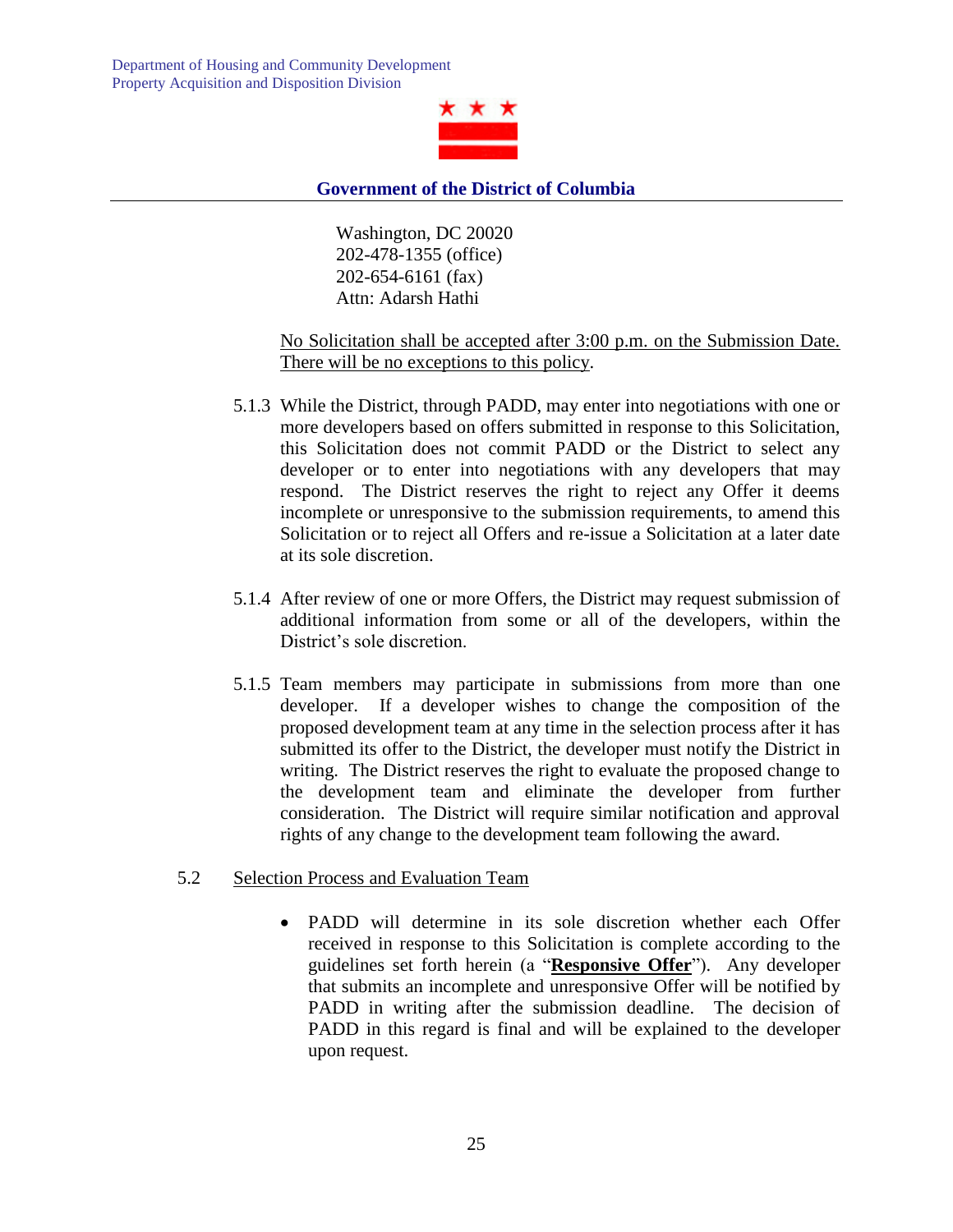Washington, DC 20020
202-478-1355 (office)
202-654-6161 (fax)
Attn: Adarsh Hathi

No Solicitation shall be accepted after 3:00 p.m. on the Submission Date. There will be no exceptions to this policy.

5.1.3 While the District, through PADD, may enter into negotiations with one or more developers based on offers submitted in response to this Solicitation, this Solicitation does not commit PADD or the District to select any developer or to enter into negotiations with any developers that may respond. The District reserves the right to reject any Offer it deems incomplete or unresponsive to the submission requirements, to amend this Solicitation or to reject all Offers and re-issue a Solicitation at a later date at its sole discretion.

5.1.4 After review of one or more Offers, the District may request submission of additional information from some or all of the developers, within the District's sole discretion.

5.1.5 Team members may participate in submissions from more than one developer. If a developer wishes to change the composition of the proposed development team at any time in the selection process after it has submitted its offer to the District, the developer must notify the District in writing. The District reserves the right to evaluate the proposed change to the development team and eliminate the developer from further consideration. The District will require similar notification and approval rights of any change to the development team following the award.

5.2 Selection Process and Evaluation Team

- PADD will determine in its sole discretion whether each Offer received in response to this Solicitation is complete according to the guidelines set forth herein (a "**Responsive Offer**"). Any developer that submits an incomplete and unresponsive Offer will be notified by PADD in writing after the submission deadline. The decision of PADD in this regard is final and will be explained to the developer upon request.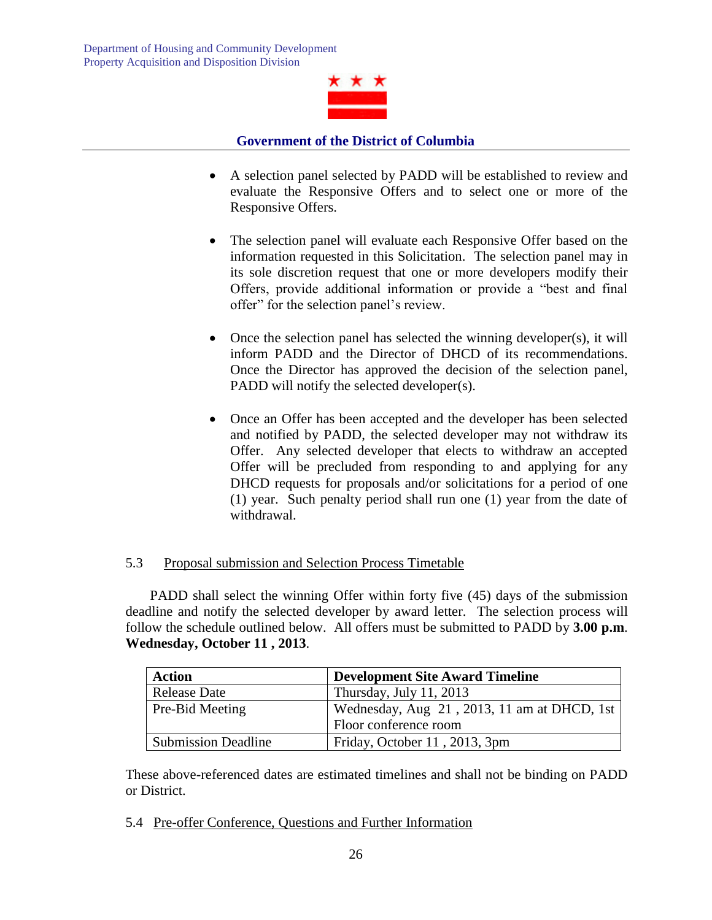- A selection panel selected by PADD will be established to review and evaluate the Responsive Offers and to select one or more of the Responsive Offers.

- The selection panel will evaluate each Responsive Offer based on the information requested in this Solicitation. The selection panel may in its sole discretion request that one or more developers modify their Offers, provide additional information or provide a "best and final offer" for the selection panel's review.

- Once the selection panel has selected the winning developer(s), it will inform PADD and the Director of DHCD of its recommendations. Once the Director has approved the decision of the selection panel, PADD will notify the selected developer(s).

- Once an Offer has been accepted and the developer has been selected and notified by PADD, the selected developer may not withdraw its Offer. Any selected developer that elects to withdraw an accepted Offer will be precluded from responding to and applying for any DHCD requests for proposals and/or solicitations for a period of one (1) year. Such penalty period shall run one (1) year from the date of withdrawal.

### 5.3 Proposal submission and Selection Process Timetable

PADD shall select the winning Offer within forty five (45) days of the submission deadline and notify the selected developer by award letter. The selection process will follow the schedule outlined below. All offers must be submitted to PADD by **3.00 p.m**. **Wednesday, October 11 , 2013**.

| Action | Development Site Award Timeline |
|---|---|
| Release Date | Thursday, July 11, 2013 |
| Pre-Bid Meeting | Wednesday, Aug 21 , 2013, 11 am at DHCD, 1st Floor conference room |
| Submission Deadline | Friday, October 11 , 2013, 3pm |

These above-referenced dates are estimated timelines and shall not be binding on PADD or District.

### 5.4 Pre-offer Conference, Questions and Further Information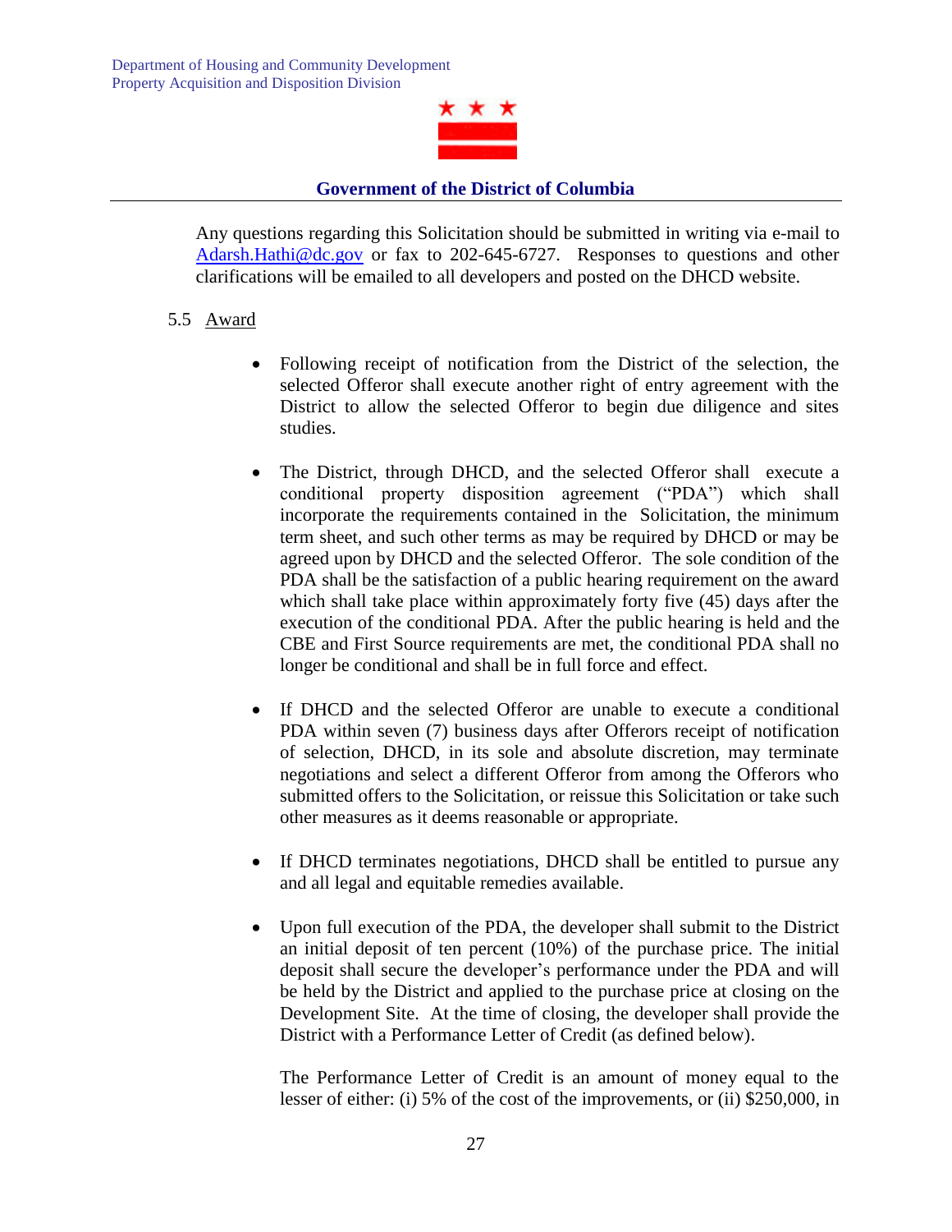Any questions regarding this Solicitation should be submitted in writing via e-mail to Adarsh.Hathi@dc.gov or fax to 202-645-6727. Responses to questions and other clarifications will be emailed to all developers and posted on the DHCD website.

5.5 Award

- Following receipt of notification from the District of the selection, the selected Offeror shall execute another right of entry agreement with the District to allow the selected Offeror to begin due diligence and sites studies.

- The District, through DHCD, and the selected Offeror shall execute a conditional property disposition agreement ("PDA") which shall incorporate the requirements contained in the Solicitation, the minimum term sheet, and such other terms as may be required by DHCD or may be agreed upon by DHCD and the selected Offeror. The sole condition of the PDA shall be the satisfaction of a public hearing requirement on the award which shall take place within approximately forty five (45) days after the execution of the conditional PDA. After the public hearing is held and the CBE and First Source requirements are met, the conditional PDA shall no longer be conditional and shall be in full force and effect.

- If DHCD and the selected Offeror are unable to execute a conditional PDA within seven (7) business days after Offerors receipt of notification of selection, DHCD, in its sole and absolute discretion, may terminate negotiations and select a different Offeror from among the Offerors who submitted offers to the Solicitation, or reissue this Solicitation or take such other measures as it deems reasonable or appropriate.

- If DHCD terminates negotiations, DHCD shall be entitled to pursue any and all legal and equitable remedies available.

- Upon full execution of the PDA, the developer shall submit to the District an initial deposit of ten percent (10%) of the purchase price. The initial deposit shall secure the developer's performance under the PDA and will be held by the District and applied to the purchase price at closing on the Development Site. At the time of closing, the developer shall provide the District with a Performance Letter of Credit (as defined below).

  The Performance Letter of Credit is an amount of money equal to the lesser of either: (i) 5% of the cost of the improvements, or (ii) $250,000, in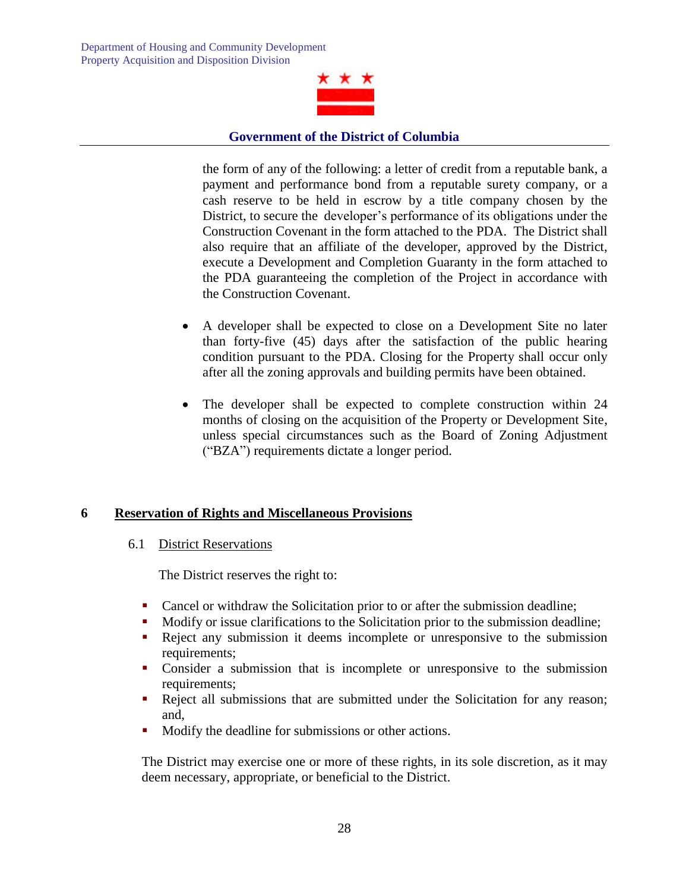the form of any of the following: a letter of credit from a reputable bank, a payment and performance bond from a reputable surety company, or a cash reserve to be held in escrow by a title company chosen by the District, to secure the developer's performance of its obligations under the Construction Covenant in the form attached to the PDA. The District shall also require that an affiliate of the developer, approved by the District, execute a Development and Completion Guaranty in the form attached to the PDA guaranteeing the completion of the Project in accordance with the Construction Covenant.

- A developer shall be expected to close on a Development Site no later than forty-five (45) days after the satisfaction of the public hearing condition pursuant to the PDA. Closing for the Property shall occur only after all the zoning approvals and building permits have been obtained.

- The developer shall be expected to complete construction within 24 months of closing on the acquisition of the Property or Development Site, unless special circumstances such as the Board of Zoning Adjustment ("BZA") requirements dictate a longer period.

## 6 Reservation of Rights and Miscellaneous Provisions

### 6.1 District Reservations

The District reserves the right to:

- Cancel or withdraw the Solicitation prior to or after the submission deadline;
- Modify or issue clarifications to the Solicitation prior to the submission deadline;
- Reject any submission it deems incomplete or unresponsive to the submission requirements;
- Consider a submission that is incomplete or unresponsive to the submission requirements;
- Reject all submissions that are submitted under the Solicitation for any reason; and,
- Modify the deadline for submissions or other actions.

The District may exercise one or more of these rights, in its sole discretion, as it may deem necessary, appropriate, or beneficial to the District.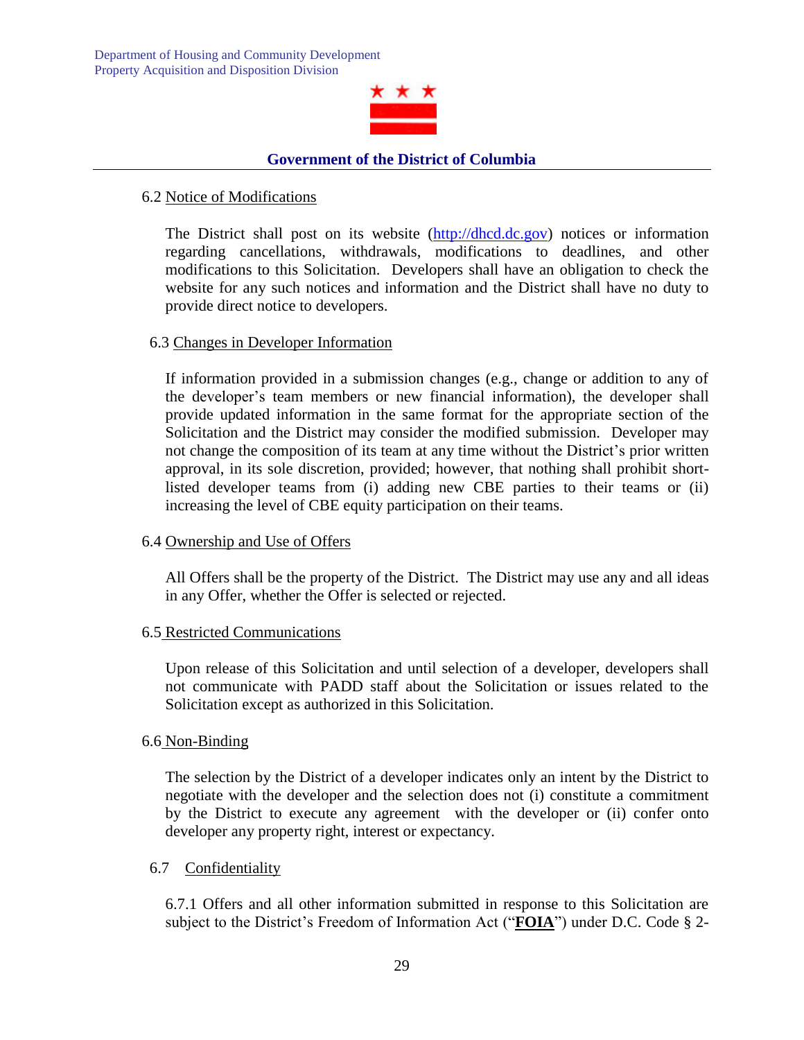6.2 Notice of Modifications

The District shall post on its website (http://dhcd.dc.gov) notices or information regarding cancellations, withdrawals, modifications to deadlines, and other modifications to this Solicitation. Developers shall have an obligation to check the website for any such notices and information and the District shall have no duty to provide direct notice to developers.

6.3 Changes in Developer Information

If information provided in a submission changes (e.g., change or addition to any of the developer's team members or new financial information), the developer shall provide updated information in the same format for the appropriate section of the Solicitation and the District may consider the modified submission. Developer may not change the composition of its team at any time without the District's prior written approval, in its sole discretion, provided; however, that nothing shall prohibit short-listed developer teams from (i) adding new CBE parties to their teams or (ii) increasing the level of CBE equity participation on their teams.

6.4 Ownership and Use of Offers

All Offers shall be the property of the District. The District may use any and all ideas in any Offer, whether the Offer is selected or rejected.

6.5 Restricted Communications

Upon release of this Solicitation and until selection of a developer, developers shall not communicate with PADD staff about the Solicitation or issues related to the Solicitation except as authorized in this Solicitation.

6.6 Non-Binding

The selection by the District of a developer indicates only an intent by the District to negotiate with the developer and the selection does not (i) constitute a commitment by the District to execute any agreement with the developer or (ii) confer onto developer any property right, interest or expectancy.

6.7 Confidentiality

6.7.1 Offers and all other information submitted in response to this Solicitation are subject to the District's Freedom of Information Act ("**FOIA**") under D.C. Code § 2-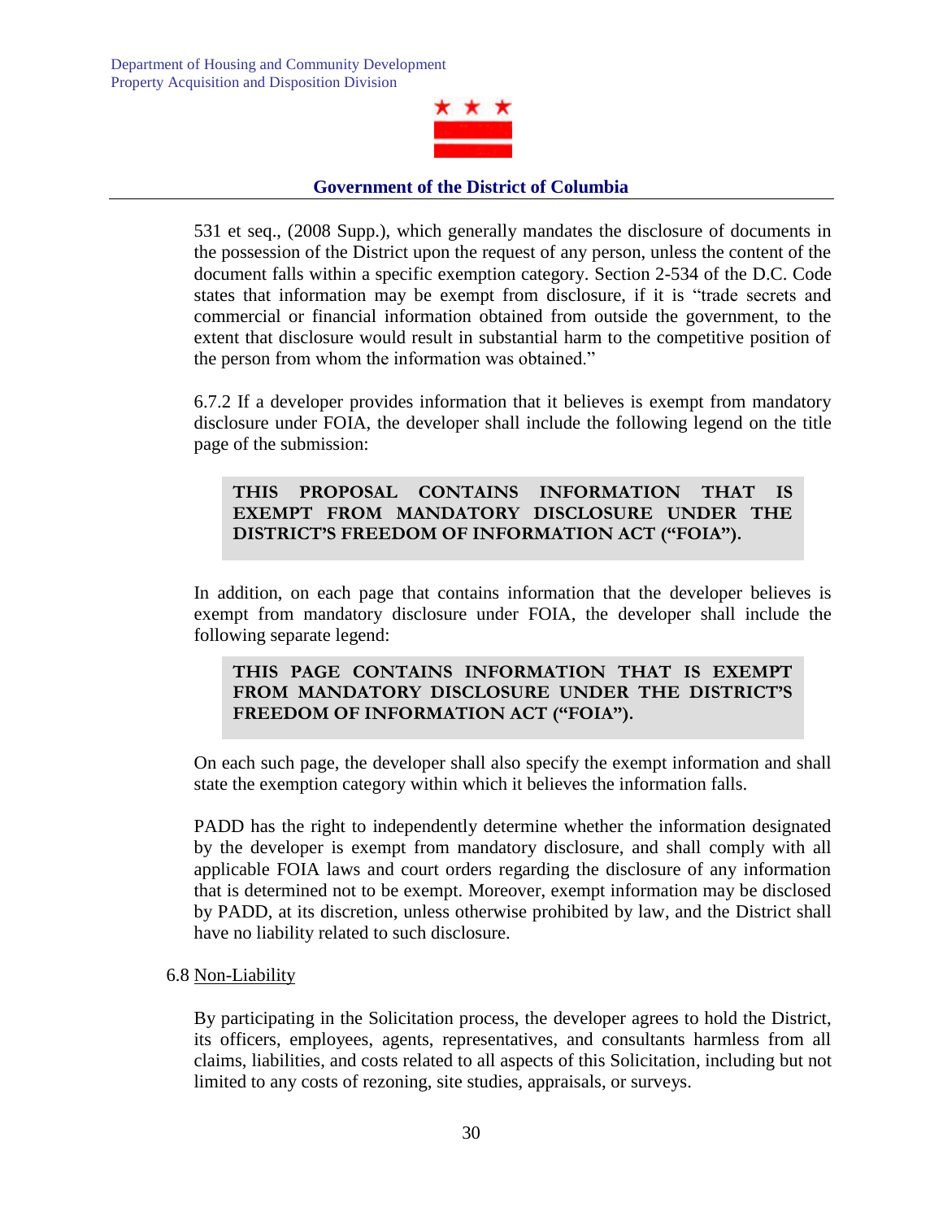531 et seq., (2008 Supp.), which generally mandates the disclosure of documents in the possession of the District upon the request of any person, unless the content of the document falls within a specific exemption category. Section 2-534 of the D.C. Code states that information may be exempt from disclosure, if it is "trade secrets and commercial or financial information obtained from outside the government, to the extent that disclosure would result in substantial harm to the competitive position of the person from whom the information was obtained."

6.7.2 If a developer provides information that it believes is exempt from mandatory disclosure under FOIA, the developer shall include the following legend on the title page of the submission:

> **THIS PROPOSAL CONTAINS INFORMATION THAT IS EXEMPT FROM MANDATORY DISCLOSURE UNDER THE DISTRICT'S FREEDOM OF INFORMATION ACT ("FOIA").**

In addition, on each page that contains information that the developer believes is exempt from mandatory disclosure under FOIA, the developer shall include the following separate legend:

> **THIS PAGE CONTAINS INFORMATION THAT IS EXEMPT FROM MANDATORY DISCLOSURE UNDER THE DISTRICT'S FREEDOM OF INFORMATION ACT ("FOIA").**

On each such page, the developer shall also specify the exempt information and shall state the exemption category within which it believes the information falls.

PADD has the right to independently determine whether the information designated by the developer is exempt from mandatory disclosure, and shall comply with all applicable FOIA laws and court orders regarding the disclosure of any information that is determined not to be exempt. Moreover, exempt information may be disclosed by PADD, at its discretion, unless otherwise prohibited by law, and the District shall have no liability related to such disclosure.

6.8 Non-Liability

By participating in the Solicitation process, the developer agrees to hold the District, its officers, employees, agents, representatives, and consultants harmless from all claims, liabilities, and costs related to all aspects of this Solicitation, including but not limited to any costs of rezoning, site studies, appraisals, or surveys.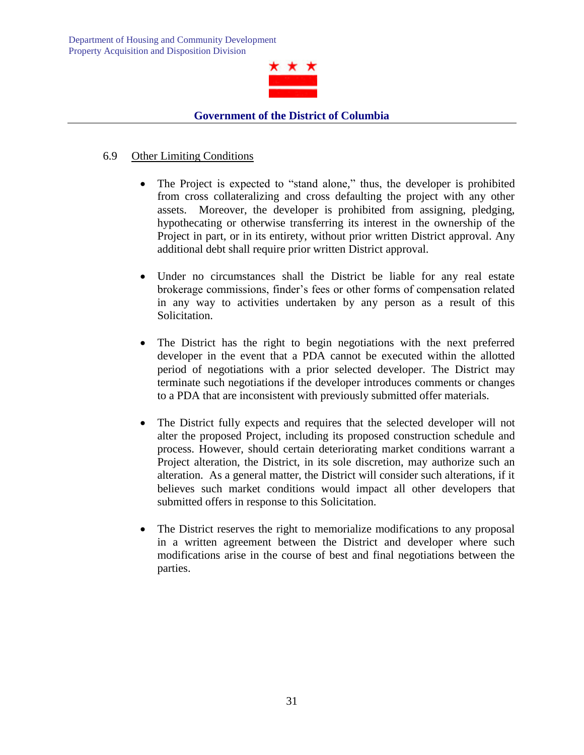## 6.9 Other Limiting Conditions

- The Project is expected to "stand alone," thus, the developer is prohibited from cross collateralizing and cross defaulting the project with any other assets. Moreover, the developer is prohibited from assigning, pledging, hypothecating or otherwise transferring its interest in the ownership of the Project in part, or in its entirety, without prior written District approval. Any additional debt shall require prior written District approval.

- Under no circumstances shall the District be liable for any real estate brokerage commissions, finder's fees or other forms of compensation related in any way to activities undertaken by any person as a result of this Solicitation.

- The District has the right to begin negotiations with the next preferred developer in the event that a PDA cannot be executed within the allotted period of negotiations with a prior selected developer. The District may terminate such negotiations if the developer introduces comments or changes to a PDA that are inconsistent with previously submitted offer materials.

- The District fully expects and requires that the selected developer will not alter the proposed Project, including its proposed construction schedule and process. However, should certain deteriorating market conditions warrant a Project alteration, the District, in its sole discretion, may authorize such an alteration. As a general matter, the District will consider such alterations, if it believes such market conditions would impact all other developers that submitted offers in response to this Solicitation.

- The District reserves the right to memorialize modifications to any proposal in a written agreement between the District and developer where such modifications arise in the course of best and final negotiations between the parties.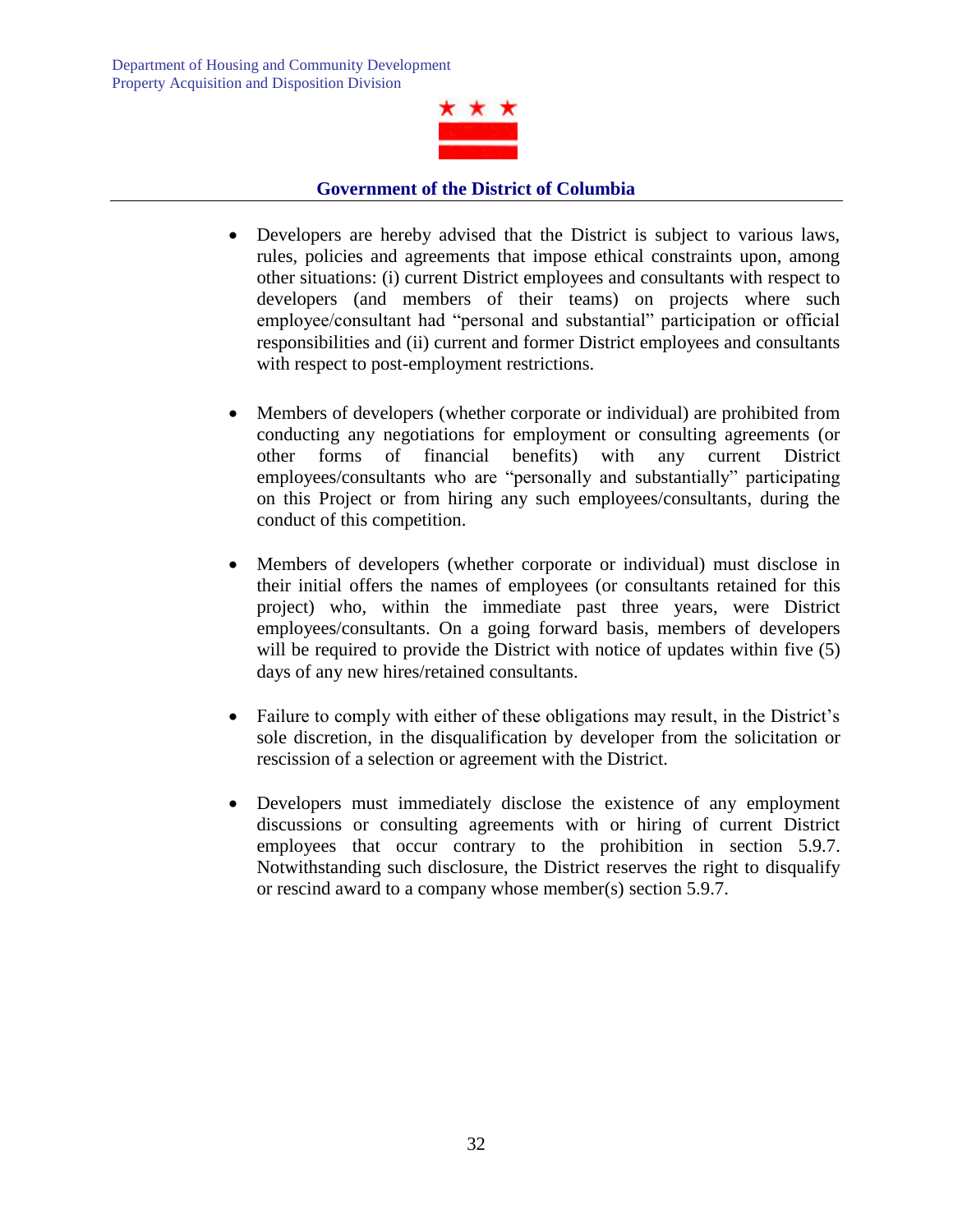- Developers are hereby advised that the District is subject to various laws, rules, policies and agreements that impose ethical constraints upon, among other situations: (i) current District employees and consultants with respect to developers (and members of their teams) on projects where such employee/consultant had "personal and substantial" participation or official responsibilities and (ii) current and former District employees and consultants with respect to post-employment restrictions.

- Members of developers (whether corporate or individual) are prohibited from conducting any negotiations for employment or consulting agreements (or other forms of financial benefits) with any current District employees/consultants who are "personally and substantially" participating on this Project or from hiring any such employees/consultants, during the conduct of this competition.

- Members of developers (whether corporate or individual) must disclose in their initial offers the names of employees (or consultants retained for this project) who, within the immediate past three years, were District employees/consultants. On a going forward basis, members of developers will be required to provide the District with notice of updates within five (5) days of any new hires/retained consultants.

- Failure to comply with either of these obligations may result, in the District's sole discretion, in the disqualification by developer from the solicitation or rescission of a selection or agreement with the District.

- Developers must immediately disclose the existence of any employment discussions or consulting agreements with or hiring of current District employees that occur contrary to the prohibition in section 5.9.7. Notwithstanding such disclosure, the District reserves the right to disqualify or rescind award to a company whose member(s) section 5.9.7.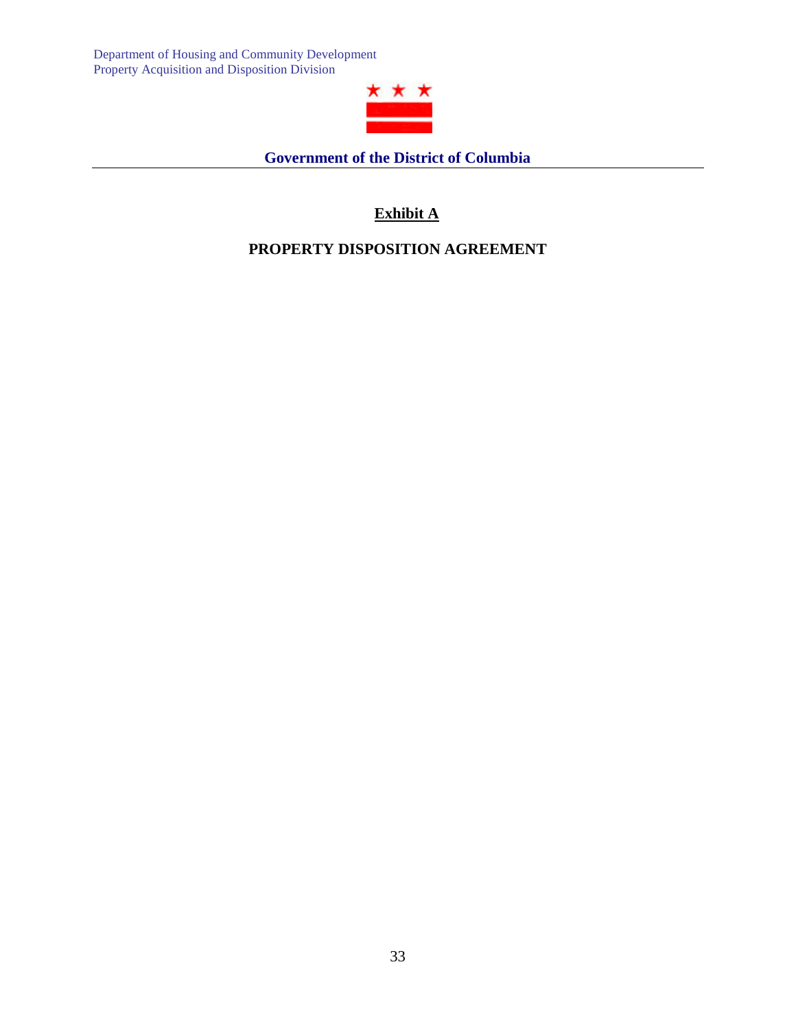Department of Housing and Community Development
Property Acquisition and Disposition Division

**Government of the District of Columbia**

## Exhibit A

## PROPERTY DISPOSITION AGREEMENT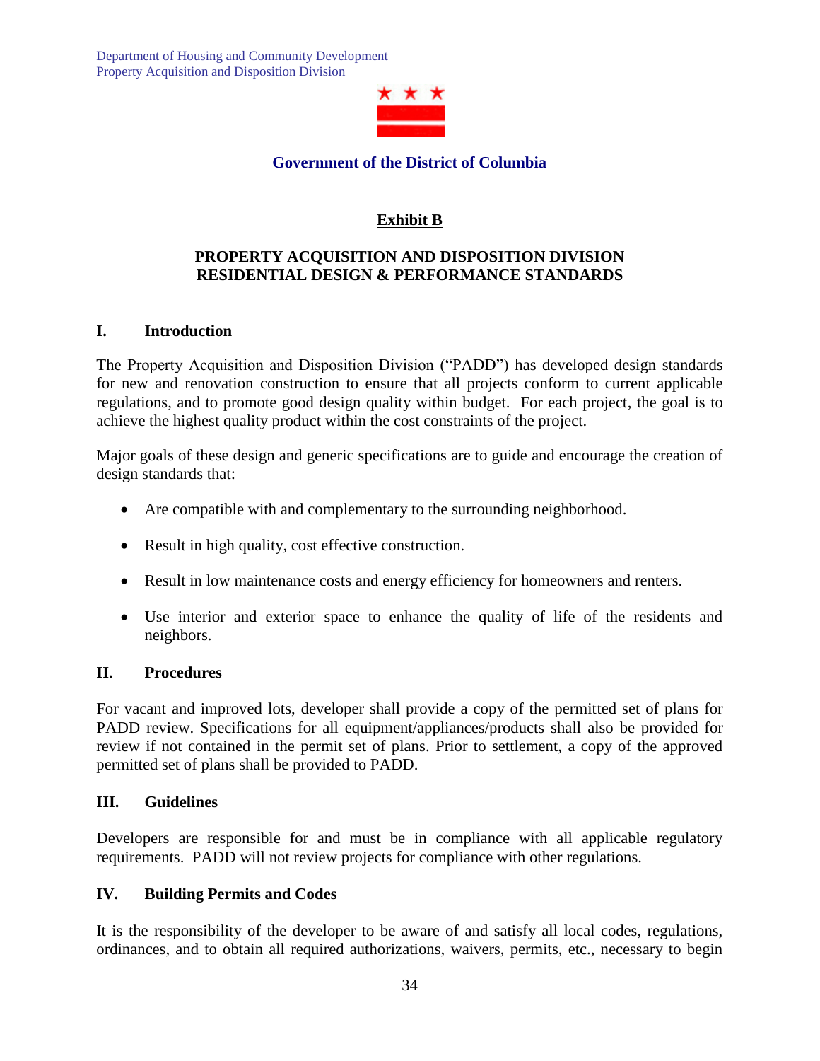Department of Housing and Community Development
Property Acquisition and Disposition Division

**Government of the District of Columbia**

## Exhibit B

### PROPERTY ACQUISITION AND DISPOSITION DIVISION RESIDENTIAL DESIGN & PERFORMANCE STANDARDS

### I. Introduction

The Property Acquisition and Disposition Division ("PADD") has developed design standards for new and renovation construction to ensure that all projects conform to current applicable regulations, and to promote good design quality within budget. For each project, the goal is to achieve the highest quality product within the cost constraints of the project.

Major goals of these design and generic specifications are to guide and encourage the creation of design standards that:

- Are compatible with and complementary to the surrounding neighborhood.
- Result in high quality, cost effective construction.
- Result in low maintenance costs and energy efficiency for homeowners and renters.
- Use interior and exterior space to enhance the quality of life of the residents and neighbors.

### II. Procedures

For vacant and improved lots, developer shall provide a copy of the permitted set of plans for PADD review. Specifications for all equipment/appliances/products shall also be provided for review if not contained in the permit set of plans. Prior to settlement, a copy of the approved permitted set of plans shall be provided to PADD.

### III. Guidelines

Developers are responsible for and must be in compliance with all applicable regulatory requirements. PADD will not review projects for compliance with other regulations.

### IV. Building Permits and Codes

It is the responsibility of the developer to be aware of and satisfy all local codes, regulations, ordinances, and to obtain all required authorizations, waivers, permits, etc., necessary to begin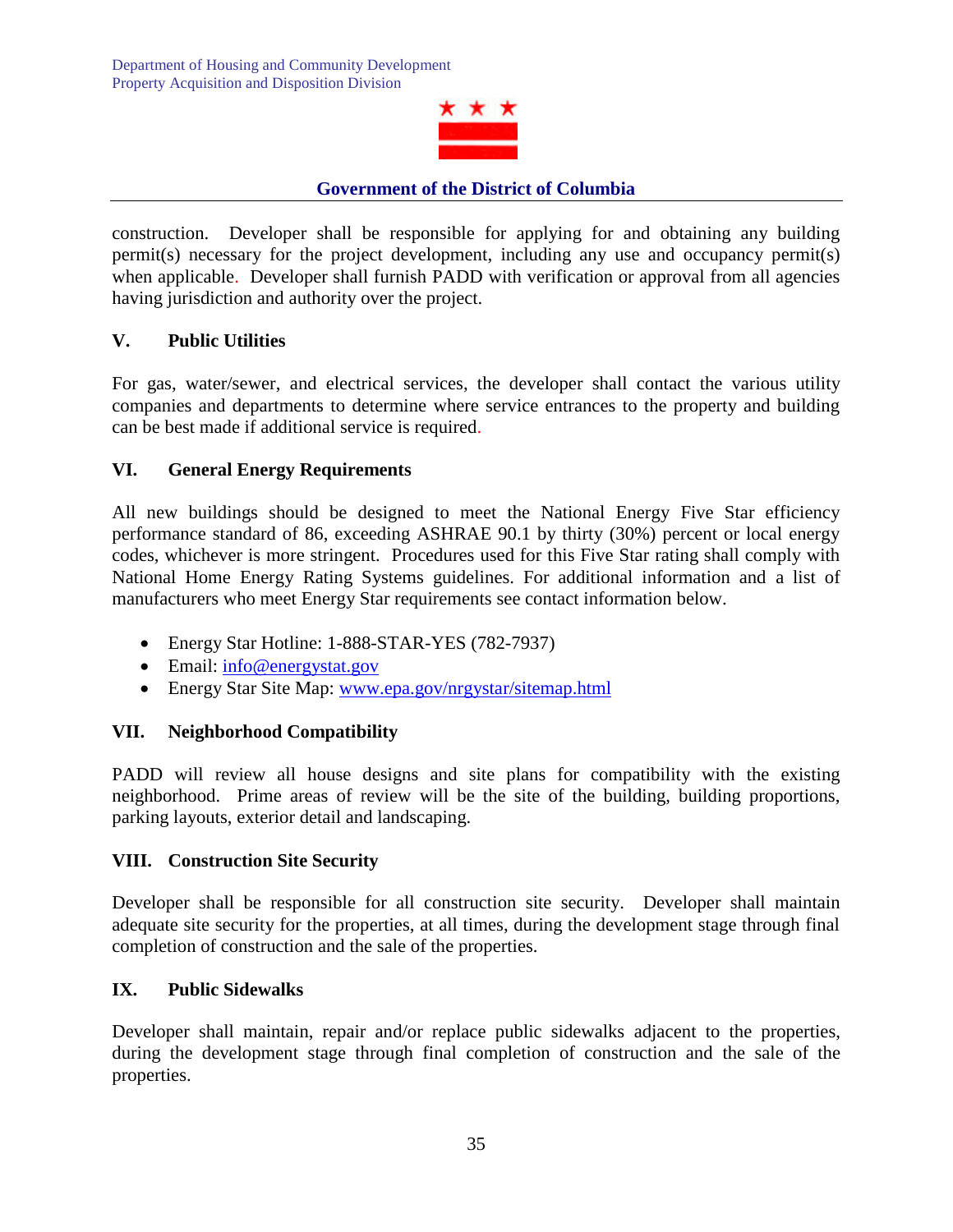construction. Developer shall be responsible for applying for and obtaining any building permit(s) necessary for the project development, including any use and occupancy permit(s) when applicable. Developer shall furnish PADD with verification or approval from all agencies having jurisdiction and authority over the project.

## V. Public Utilities

For gas, water/sewer, and electrical services, the developer shall contact the various utility companies and departments to determine where service entrances to the property and building can be best made if additional service is required.

## VI. General Energy Requirements

All new buildings should be designed to meet the National Energy Five Star efficiency performance standard of 86, exceeding ASHRAE 90.1 by thirty (30%) percent or local energy codes, whichever is more stringent. Procedures used for this Five Star rating shall comply with National Home Energy Rating Systems guidelines. For additional information and a list of manufacturers who meet Energy Star requirements see contact information below.

- Energy Star Hotline: 1-888-STAR-YES (782-7937)
- Email: info@energystat.gov
- Energy Star Site Map: www.epa.gov/nrgystar/sitemap.html

## VII. Neighborhood Compatibility

PADD will review all house designs and site plans for compatibility with the existing neighborhood. Prime areas of review will be the site of the building, building proportions, parking layouts, exterior detail and landscaping.

## VIII. Construction Site Security

Developer shall be responsible for all construction site security. Developer shall maintain adequate site security for the properties, at all times, during the development stage through final completion of construction and the sale of the properties.

## IX. Public Sidewalks

Developer shall maintain, repair and/or replace public sidewalks adjacent to the properties, during the development stage through final completion of construction and the sale of the properties.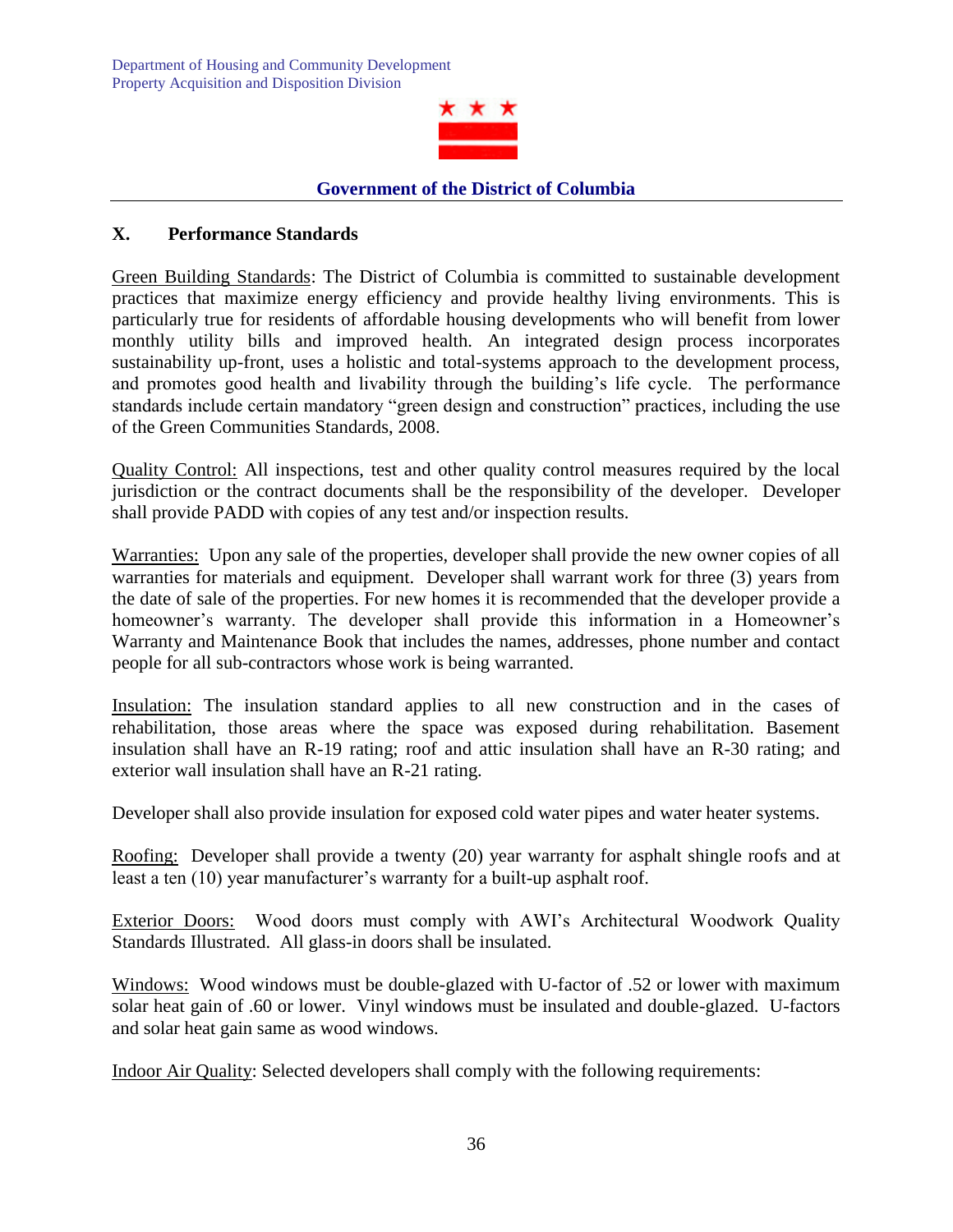## X. Performance Standards

Green Building Standards: The District of Columbia is committed to sustainable development practices that maximize energy efficiency and provide healthy living environments. This is particularly true for residents of affordable housing developments who will benefit from lower monthly utility bills and improved health. An integrated design process incorporates sustainability up-front, uses a holistic and total-systems approach to the development process, and promotes good health and livability through the building's life cycle. The performance standards include certain mandatory "green design and construction" practices, including the use of the Green Communities Standards, 2008.

Quality Control: All inspections, test and other quality control measures required by the local jurisdiction or the contract documents shall be the responsibility of the developer. Developer shall provide PADD with copies of any test and/or inspection results.

Warranties: Upon any sale of the properties, developer shall provide the new owner copies of all warranties for materials and equipment. Developer shall warrant work for three (3) years from the date of sale of the properties. For new homes it is recommended that the developer provide a homeowner's warranty. The developer shall provide this information in a Homeowner's Warranty and Maintenance Book that includes the names, addresses, phone number and contact people for all sub-contractors whose work is being warranted.

Insulation: The insulation standard applies to all new construction and in the cases of rehabilitation, those areas where the space was exposed during rehabilitation. Basement insulation shall have an R-19 rating; roof and attic insulation shall have an R-30 rating; and exterior wall insulation shall have an R-21 rating.

Developer shall also provide insulation for exposed cold water pipes and water heater systems.

Roofing: Developer shall provide a twenty (20) year warranty for asphalt shingle roofs and at least a ten (10) year manufacturer's warranty for a built-up asphalt roof.

Exterior Doors: Wood doors must comply with AWI's Architectural Woodwork Quality Standards Illustrated. All glass-in doors shall be insulated.

Windows: Wood windows must be double-glazed with U-factor of .52 or lower with maximum solar heat gain of .60 or lower. Vinyl windows must be insulated and double-glazed. U-factors and solar heat gain same as wood windows.

Indoor Air Quality: Selected developers shall comply with the following requirements: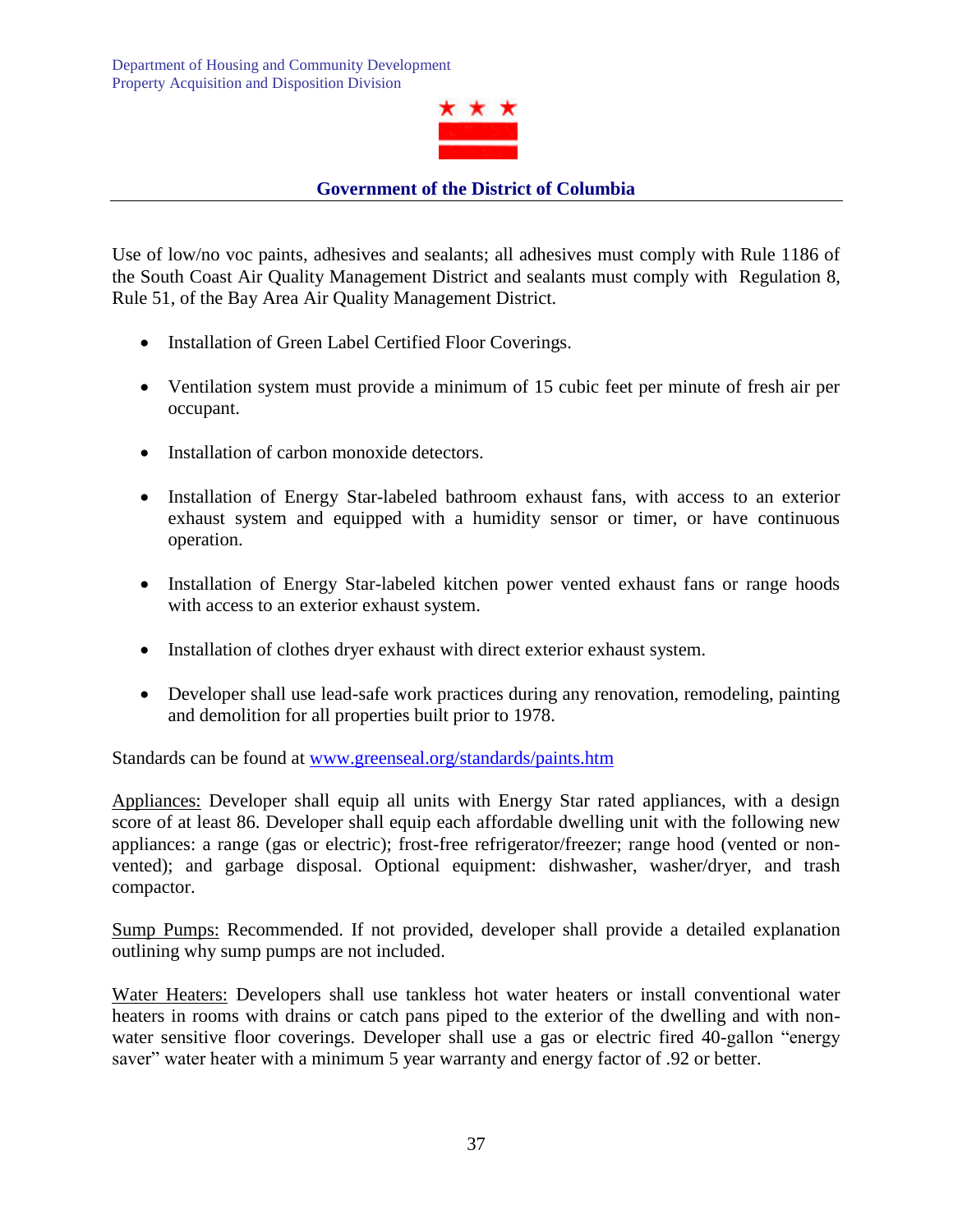Use of low/no voc paints, adhesives and sealants; all adhesives must comply with Rule 1186 of the South Coast Air Quality Management District and sealants must comply with Regulation 8, Rule 51, of the Bay Area Air Quality Management District.

- Installation of Green Label Certified Floor Coverings.
- Ventilation system must provide a minimum of 15 cubic feet per minute of fresh air per occupant.
- Installation of carbon monoxide detectors.
- Installation of Energy Star-labeled bathroom exhaust fans, with access to an exterior exhaust system and equipped with a humidity sensor or timer, or have continuous operation.
- Installation of Energy Star-labeled kitchen power vented exhaust fans or range hoods with access to an exterior exhaust system.
- Installation of clothes dryer exhaust with direct exterior exhaust system.
- Developer shall use lead-safe work practices during any renovation, remodeling, painting and demolition for all properties built prior to 1978.

Standards can be found at [www.greenseal.org/standards/paints.htm](www.greenseal.org/standards/paints.htm)

<u>Appliances:</u> Developer shall equip all units with Energy Star rated appliances, with a design score of at least 86. Developer shall equip each affordable dwelling unit with the following new appliances: a range (gas or electric); frost-free refrigerator/freezer; range hood (vented or non-vented); and garbage disposal. Optional equipment: dishwasher, washer/dryer, and trash compactor.

<u>Sump Pumps:</u> Recommended. If not provided, developer shall provide a detailed explanation outlining why sump pumps are not included.

<u>Water Heaters:</u> Developers shall use tankless hot water heaters or install conventional water heaters in rooms with drains or catch pans piped to the exterior of the dwelling and with non-water sensitive floor coverings. Developer shall use a gas or electric fired 40-gallon "energy saver" water heater with a minimum 5 year warranty and energy factor of .92 or better.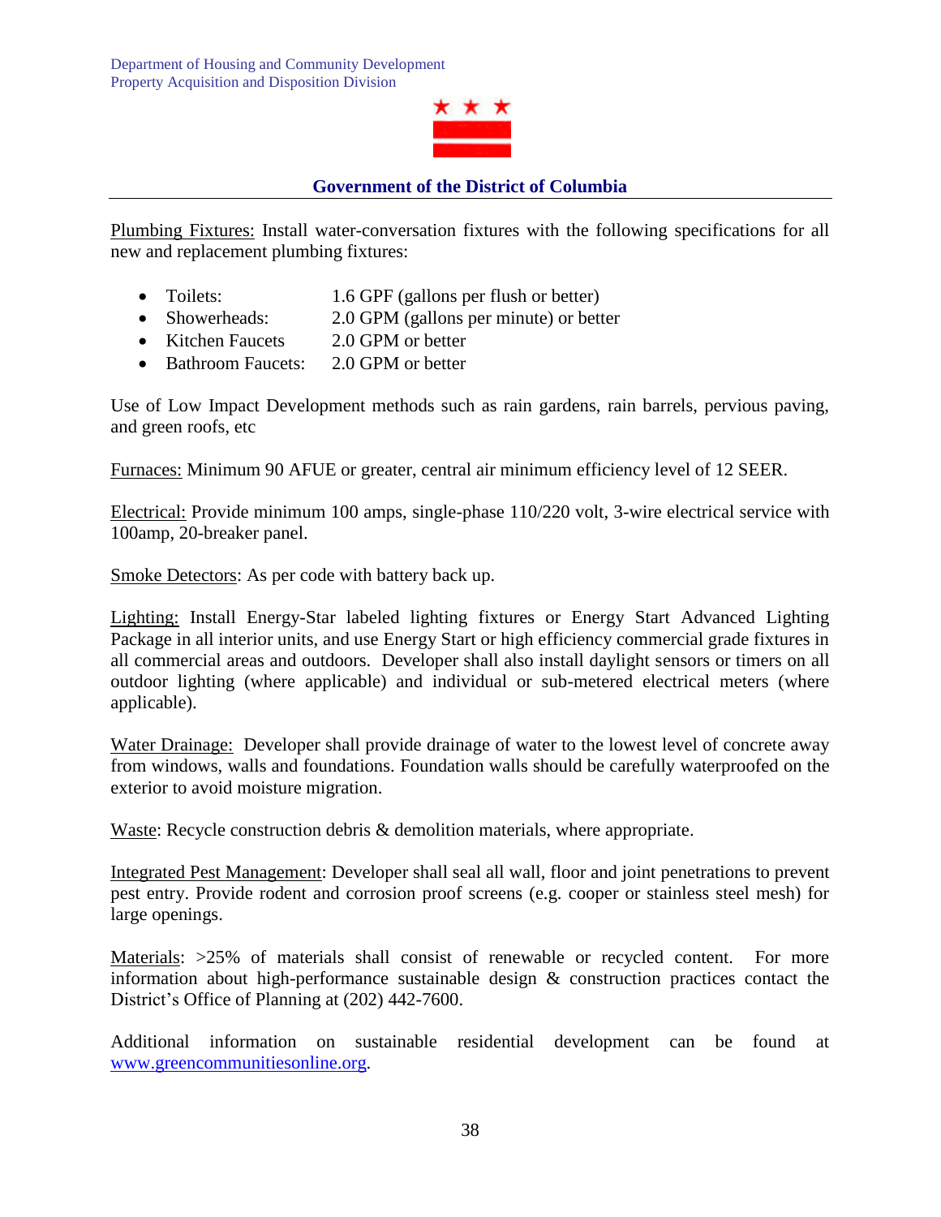Plumbing Fixtures: Install water-conversation fixtures with the following specifications for all new and replacement plumbing fixtures:

- Toilets: 1.6 GPF (gallons per flush or better)
- Showerheads: 2.0 GPM (gallons per minute) or better
- Kitchen Faucets 2.0 GPM or better
- Bathroom Faucets: 2.0 GPM or better

Use of Low Impact Development methods such as rain gardens, rain barrels, pervious paving, and green roofs, etc

Furnaces: Minimum 90 AFUE or greater, central air minimum efficiency level of 12 SEER.

Electrical: Provide minimum 100 amps, single-phase 110/220 volt, 3-wire electrical service with 100amp, 20-breaker panel.

Smoke Detectors: As per code with battery back up.

Lighting: Install Energy-Star labeled lighting fixtures or Energy Start Advanced Lighting Package in all interior units, and use Energy Start or high efficiency commercial grade fixtures in all commercial areas and outdoors. Developer shall also install daylight sensors or timers on all outdoor lighting (where applicable) and individual or sub-metered electrical meters (where applicable).

Water Drainage: Developer shall provide drainage of water to the lowest level of concrete away from windows, walls and foundations. Foundation walls should be carefully waterproofed on the exterior to avoid moisture migration.

Waste: Recycle construction debris & demolition materials, where appropriate.

Integrated Pest Management: Developer shall seal all wall, floor and joint penetrations to prevent pest entry. Provide rodent and corrosion proof screens (e.g. cooper or stainless steel mesh) for large openings.

Materials: >25% of materials shall consist of renewable or recycled content. For more information about high-performance sustainable design & construction practices contact the District's Office of Planning at (202) 442-7600.

Additional information on sustainable residential development can be found at www.greencommunitiesonline.org.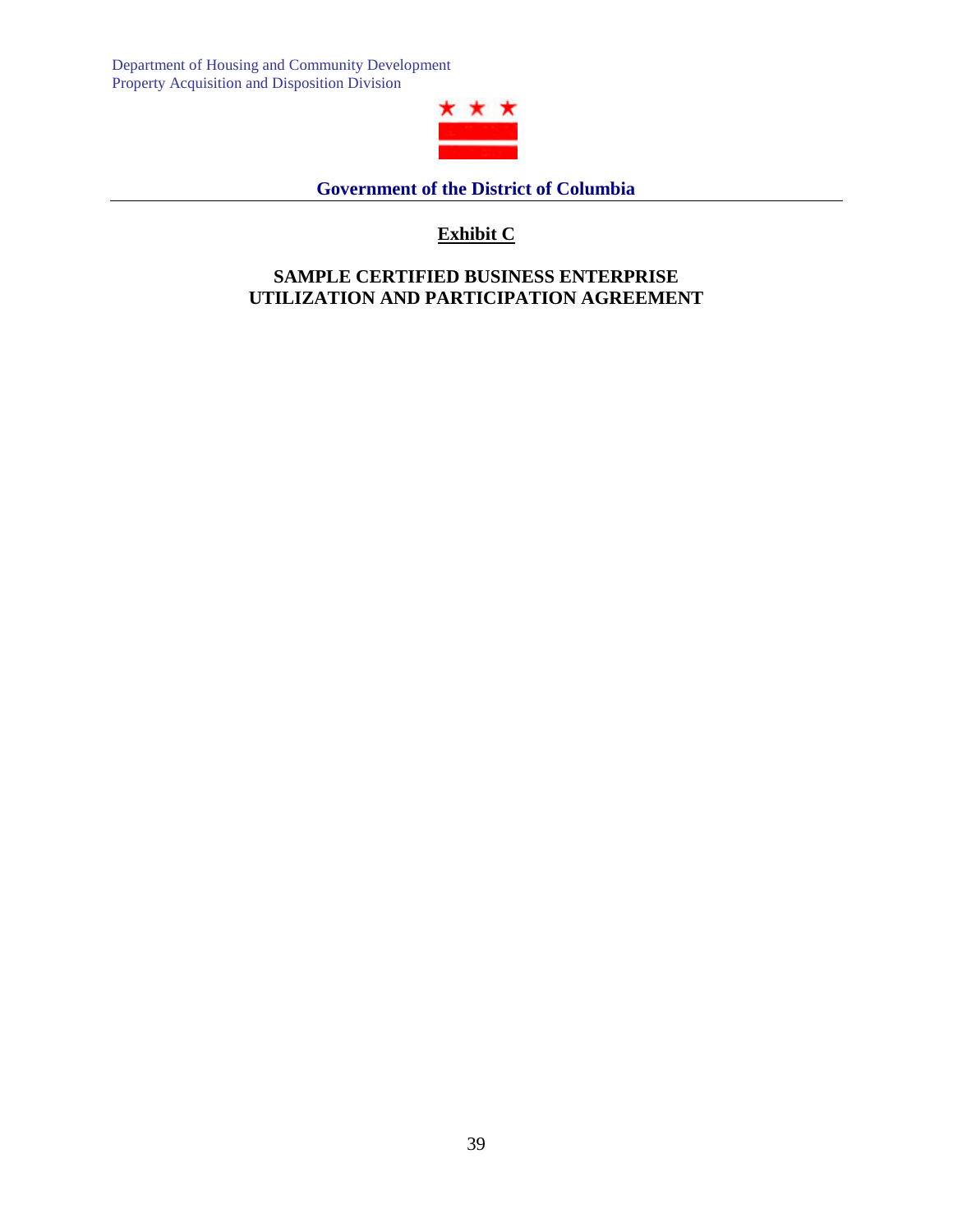Department of Housing and Community Development
Property Acquisition and Disposition Division

**Government of the District of Columbia**

## Exhibit C

## SAMPLE CERTIFIED BUSINESS ENTERPRISE UTILIZATION AND PARTICIPATION AGREEMENT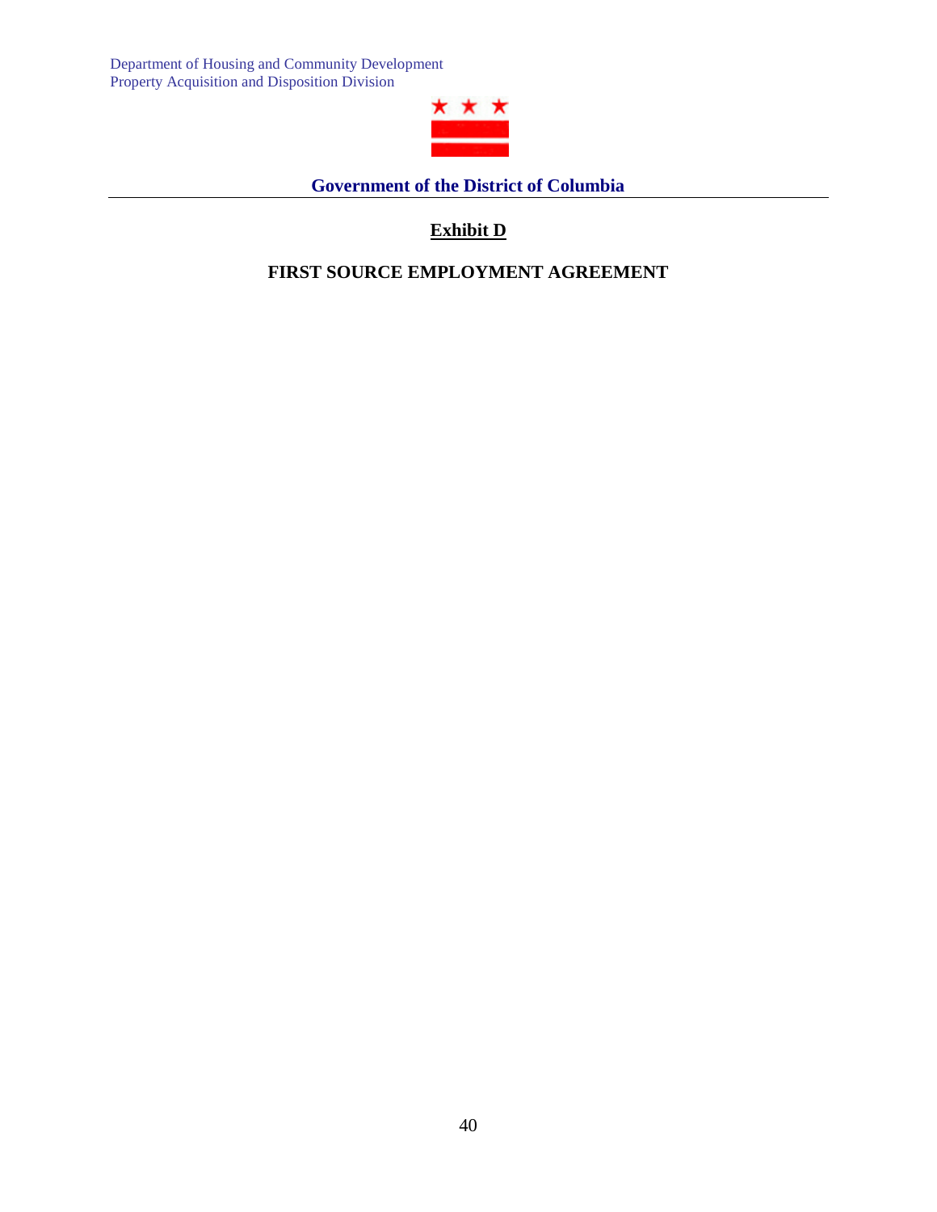Department of Housing and Community Development
Property Acquisition and Disposition Division

**Government of the District of Columbia**

## Exhibit D

## FIRST SOURCE EMPLOYMENT AGREEMENT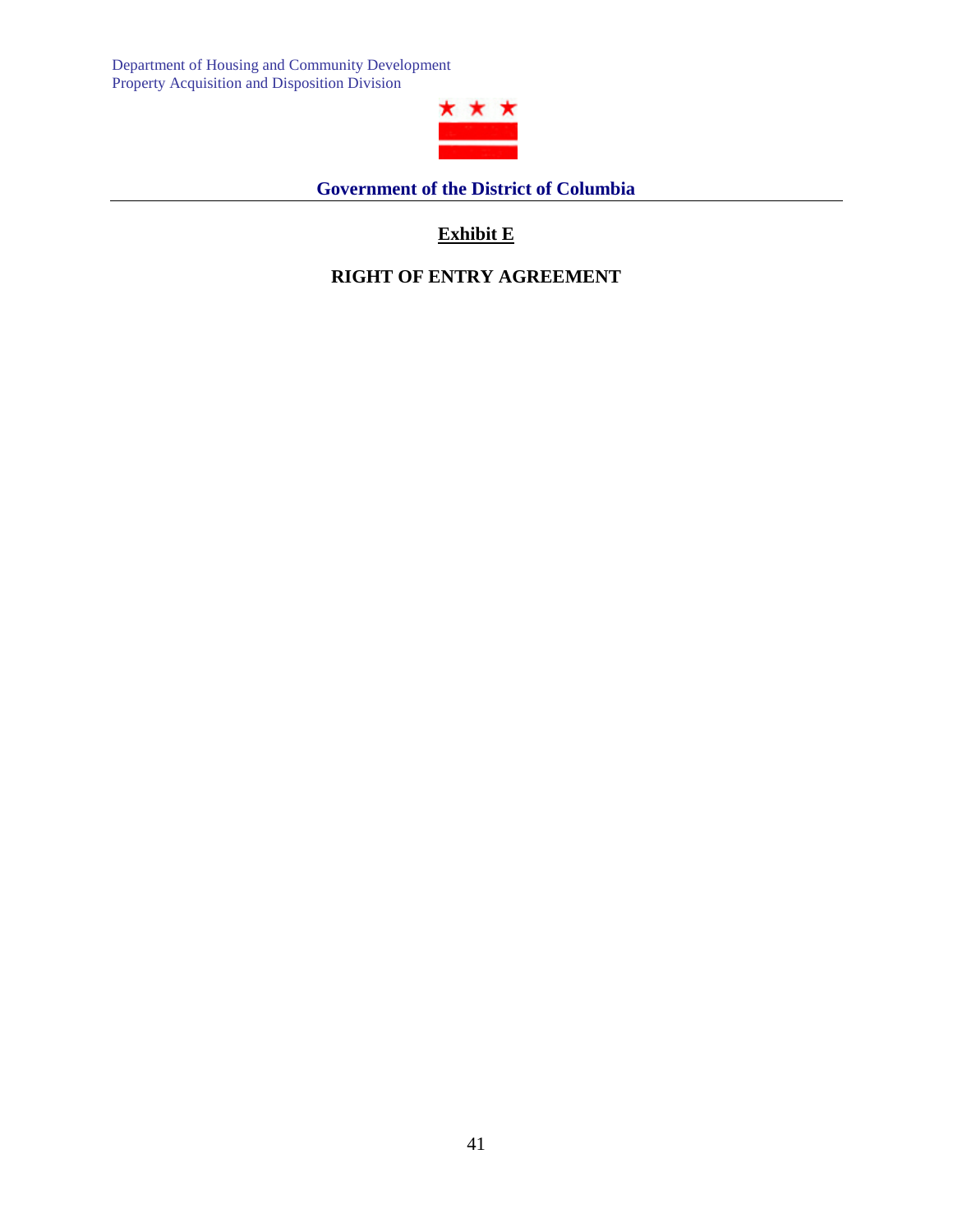Department of Housing and Community Development
Property Acquisition and Disposition Division

**Government of the District of Columbia**

## Exhibit E

## RIGHT OF ENTRY AGREEMENT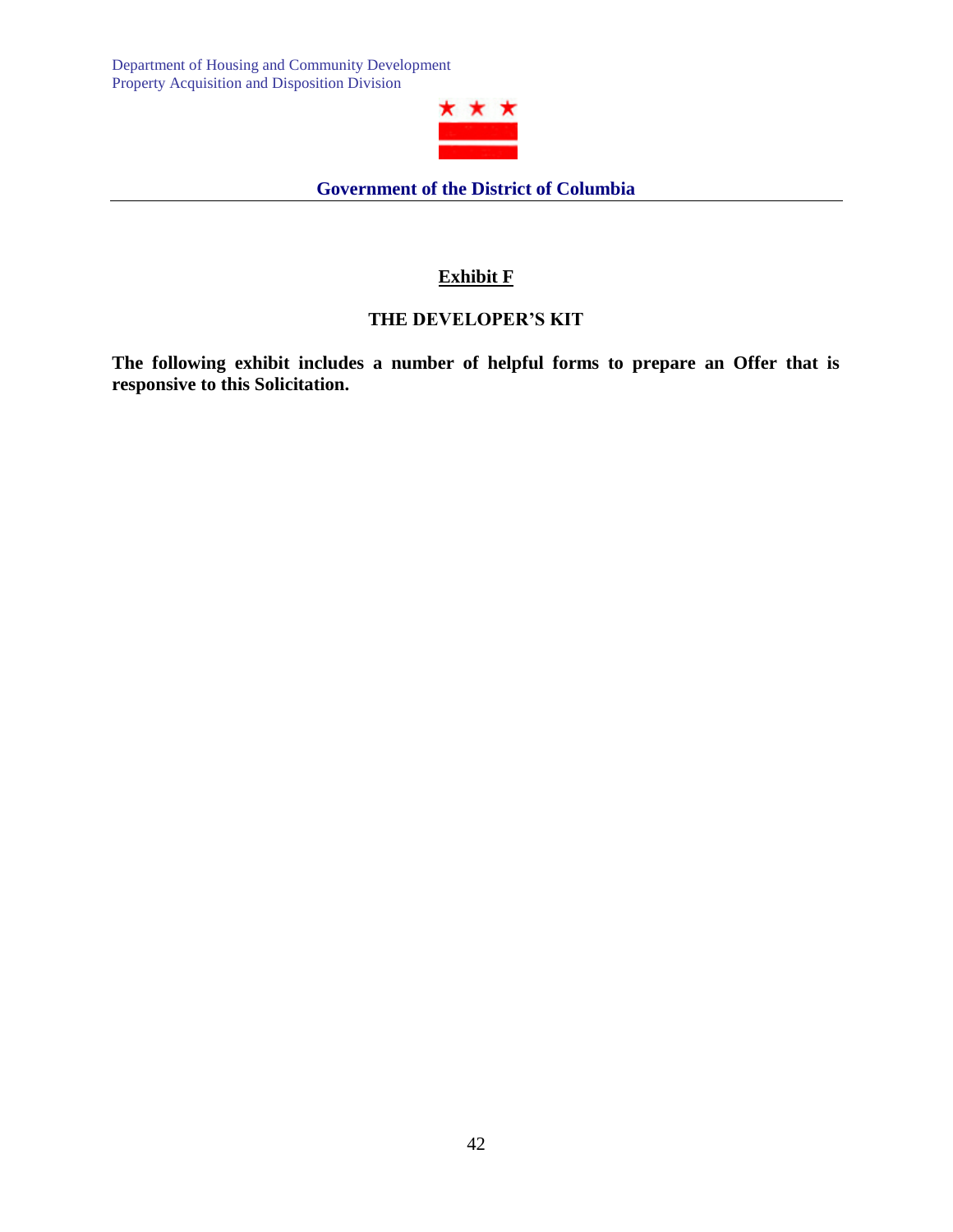Department of Housing and Community Development
Property Acquisition and Disposition Division

**Government of the District of Columbia**

## Exhibit F

### THE DEVELOPER'S KIT

**The following exhibit includes a number of helpful forms to prepare an Offer that is responsive to this Solicitation.**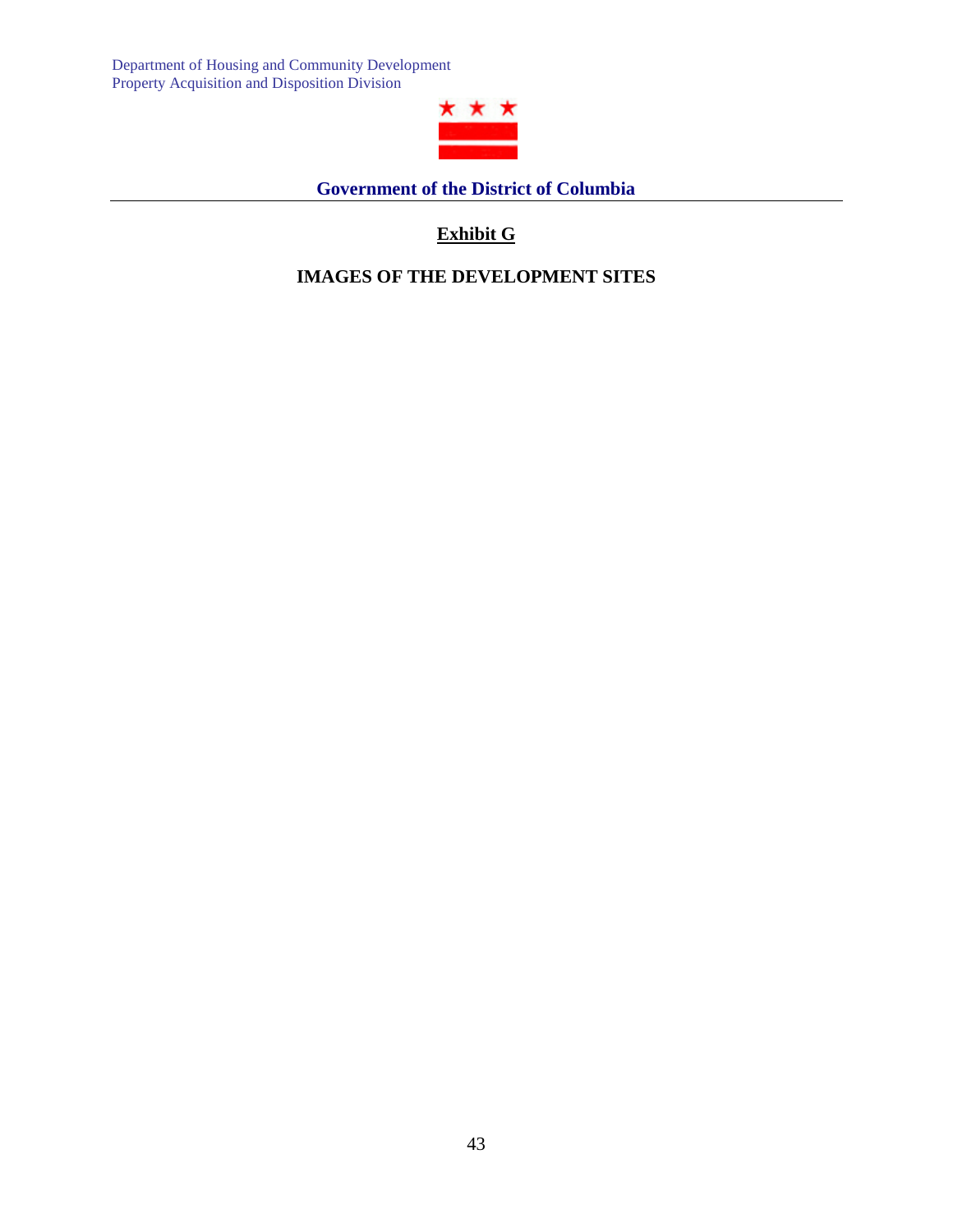Department of Housing and Community Development
Property Acquisition and Disposition Division

**Government of the District of Columbia**

## Exhibit G

## IMAGES OF THE DEVELOPMENT SITES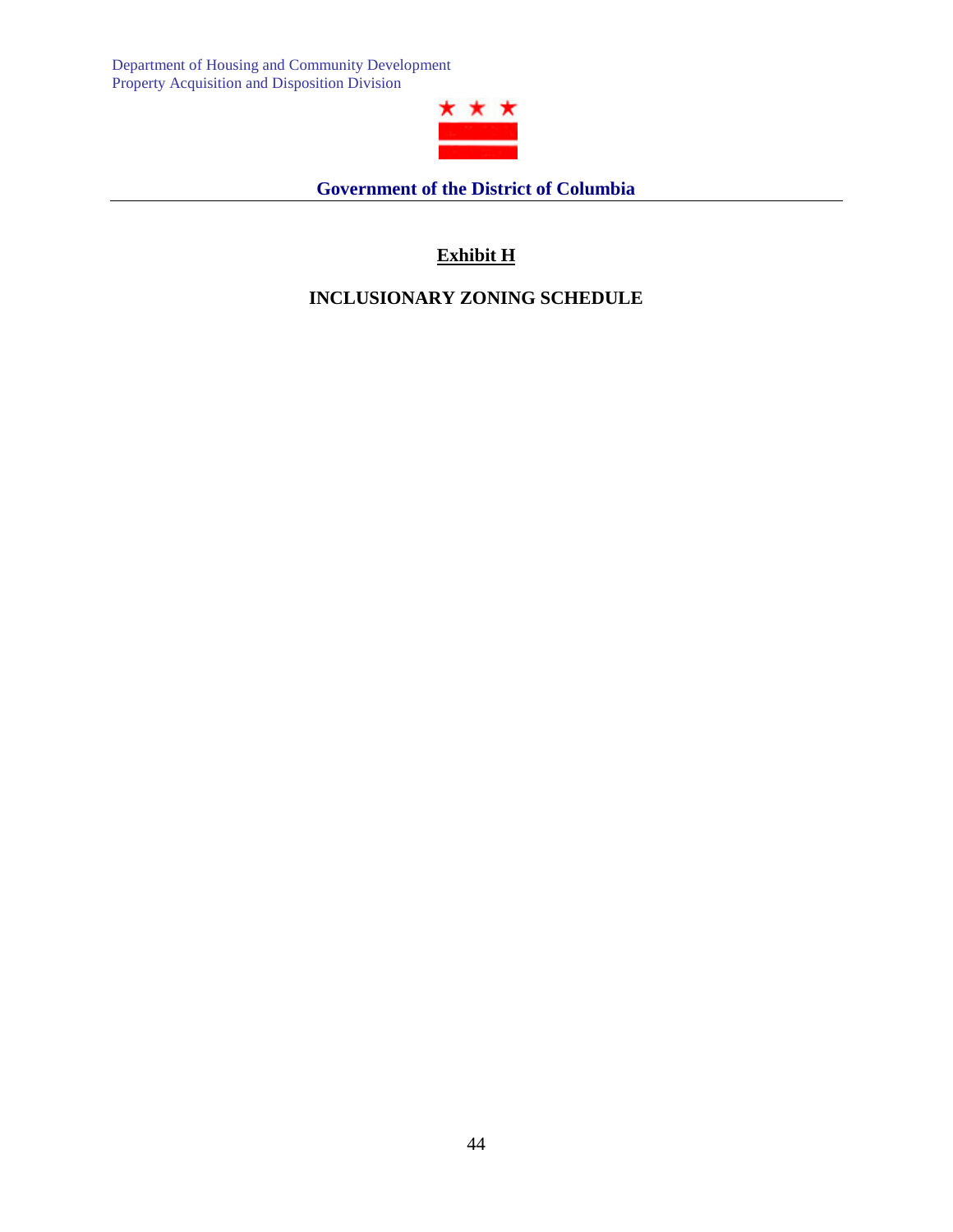Department of Housing and Community Development
Property Acquisition and Disposition Division

**Government of the District of Columbia**

## Exhibit H

## INCLUSIONARY ZONING SCHEDULE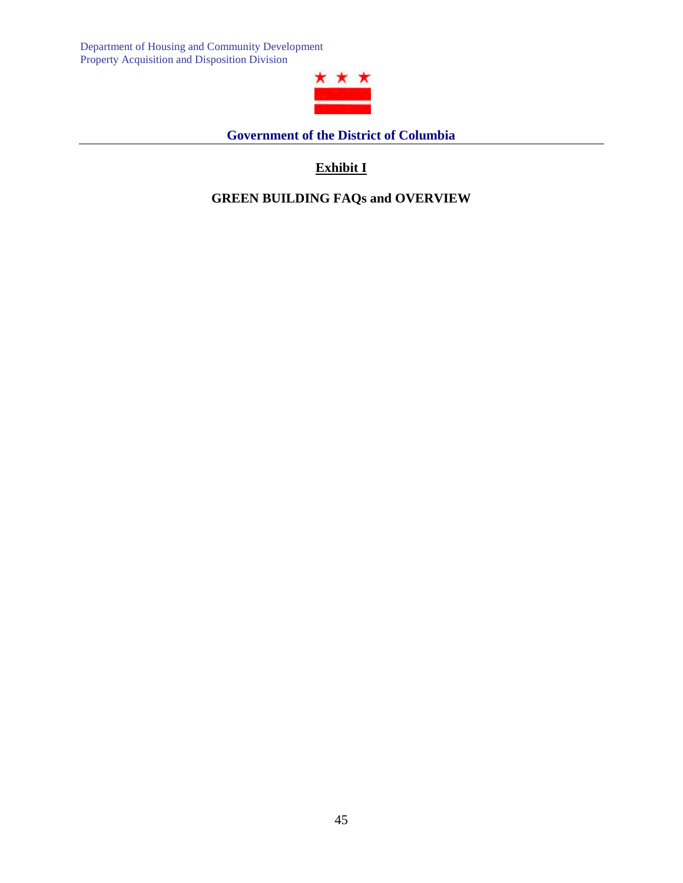Department of Housing and Community Development
Property Acquisition and Disposition Division

**Government of the District of Columbia**

## Exhibit I

## GREEN BUILDING FAQs and OVERVIEW